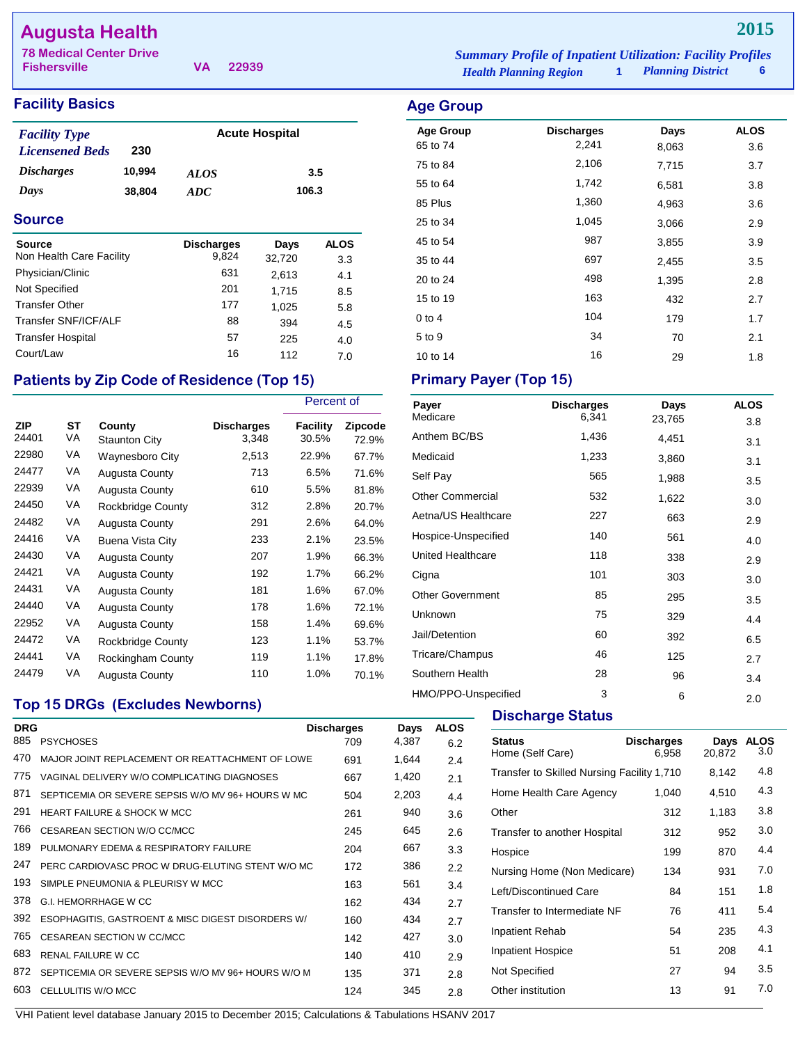# Augusta Health

**78 Medical Center Drive**
**Fishersville VA 22939**

**2015**

*Summary Profile of Inpatient Utilization: Facility Profiles*
*Health Planning Region* 1 *Planning District* 6

## Facility Basics

| | | | |
|---|---|---|---|
| *Facility Type* | | Acute Hospital | |
| *Licensened Beds* | 230 | | |
| *Discharges* | 10,994 | *ALOS* | 3.5 |
| *Days* | 38,804 | *ADC* | 106.3 |

## Source

| Source | Discharges | Days | ALOS |
|---|---|---|---|
| Non Health Care Facility | 9,824 | 32,720 | 3.3 |
| Physician/Clinic | 631 | 2,613 | 4.1 |
| Not Specified | 201 | 1,715 | 8.5 |
| Transfer Other | 177 | 1,025 | 5.8 |
| Transfer SNF/ICF/ALF | 88 | 394 | 4.5 |
| Transfer Hospital | 57 | 225 | 4.0 |
| Court/Law | 16 | 112 | 7.0 |

## Age Group

| Age Group | Discharges | Days | ALOS |
|---|---|---|---|
| 65 to 74 | 2,241 | 8,063 | 3.6 |
| 75 to 84 | 2,106 | 7,715 | 3.7 |
| 55 to 64 | 1,742 | 6,581 | 3.8 |
| 85 Plus | 1,360 | 4,963 | 3.6 |
| 25 to 34 | 1,045 | 3,066 | 2.9 |
| 45 to 54 | 987 | 3,855 | 3.9 |
| 35 to 44 | 697 | 2,455 | 3.5 |
| 20 to 24 | 498 | 1,395 | 2.8 |
| 15 to 19 | 163 | 432 | 2.7 |
| 0 to 4 | 104 | 179 | 1.7 |
| 5 to 9 | 34 | 70 | 2.1 |
| 10 to 14 | 16 | 29 | 1.8 |

## Patients by Zip Code of Residence (Top 15)

| | | | | Percent of | |
|---|---|---|---|---|---|
| ZIP | ST | County | Discharges | Facility | Zipcode |
| 24401 | VA | Staunton City | 3,348 | 30.5% | 72.9% |
| 22980 | VA | Waynesboro City | 2,513 | 22.9% | 67.7% |
| 24477 | VA | Augusta County | 713 | 6.5% | 71.6% |
| 22939 | VA | Augusta County | 610 | 5.5% | 81.8% |
| 24450 | VA | Rockbridge County | 312 | 2.8% | 20.7% |
| 24482 | VA | Augusta County | 291 | 2.6% | 64.0% |
| 24416 | VA | Buena Vista City | 233 | 2.1% | 23.5% |
| 24430 | VA | Augusta County | 207 | 1.9% | 66.3% |
| 24421 | VA | Augusta County | 192 | 1.7% | 66.2% |
| 24431 | VA | Augusta County | 181 | 1.6% | 67.0% |
| 24440 | VA | Augusta County | 178 | 1.6% | 72.1% |
| 22952 | VA | Augusta County | 158 | 1.4% | 69.6% |
| 24472 | VA | Rockbridge County | 123 | 1.1% | 53.7% |
| 24441 | VA | Rockingham County | 119 | 1.1% | 17.8% |
| 24479 | VA | Augusta County | 110 | 1.0% | 70.1% |

## Primary Payer (Top 15)

| Payer | Discharges | Days | ALOS |
|---|---|---|---|
| Medicare | 6,341 | 23,765 | 3.8 |
| Anthem BC/BS | 1,436 | 4,451 | 3.1 |
| Medicaid | 1,233 | 3,860 | 3.1 |
| Self Pay | 565 | 1,988 | 3.5 |
| Other Commercial | 532 | 1,622 | 3.0 |
| Aetna/US Healthcare | 227 | 663 | 2.9 |
| Hospice-Unspecified | 140 | 561 | 4.0 |
| United Healthcare | 118 | 338 | 2.9 |
| Cigna | 101 | 303 | 3.0 |
| Other Government | 85 | 295 | 3.5 |
| Unknown | 75 | 329 | 4.4 |
| Jail/Detention | 60 | 392 | 6.5 |
| Tricare/Champus | 46 | 125 | 2.7 |
| Southern Health | 28 | 96 | 3.4 |
| HMO/PPO-Unspecified | 3 | 6 | 2.0 |

## Top 15 DRGs (Excludes Newborns)

| DRG | | Discharges | Days | ALOS |
|---|---|---|---|---|
| 885 | PSYCHOSES | 709 | 4,387 | 6.2 |
| 470 | MAJOR JOINT REPLACEMENT OR REATTACHMENT OF LOWE | 691 | 1,644 | 2.4 |
| 775 | VAGINAL DELIVERY W/O COMPLICATING DIAGNOSES | 667 | 1,420 | 2.1 |
| 871 | SEPTICEMIA OR SEVERE SEPSIS W/O MV 96+ HOURS W MC | 504 | 2,203 | 4.4 |
| 291 | HEART FAILURE & SHOCK W MCC | 261 | 940 | 3.6 |
| 766 | CESAREAN SECTION W/O CC/MCC | 245 | 645 | 2.6 |
| 189 | PULMONARY EDEMA & RESPIRATORY FAILURE | 204 | 667 | 3.3 |
| 247 | PERC CARDIOVASC PROC W DRUG-ELUTING STENT W/O MC | 172 | 386 | 2.2 |
| 193 | SIMPLE PNEUMONIA & PLEURISY W MCC | 163 | 561 | 3.4 |
| 378 | G.I. HEMORRHAGE W CC | 162 | 434 | 2.7 |
| 392 | ESOPHAGITIS, GASTROENT & MISC DIGEST DISORDERS W/ | 160 | 434 | 2.7 |
| 765 | CESAREAN SECTION W CC/MCC | 142 | 427 | 3.0 |
| 683 | RENAL FAILURE W CC | 140 | 410 | 2.9 |
| 872 | SEPTICEMIA OR SEVERE SEPSIS W/O MV 96+ HOURS W/O M | 135 | 371 | 2.8 |
| 603 | CELLULITIS W/O MCC | 124 | 345 | 2.8 |

## Discharge Status

| Status | Discharges | Days | ALOS |
|---|---|---|---|
| Home (Self Care) | 6,958 | 20,872 | 3.0 |
| Transfer to Skilled Nursing Facility | 1,710 | 8,142 | 4.8 |
| Home Health Care Agency | 1,040 | 4,510 | 4.3 |
| Other | 312 | 1,183 | 3.8 |
| Transfer to another Hospital | 312 | 952 | 3.0 |
| Hospice | 199 | 870 | 4.4 |
| Nursing Home (Non Medicare) | 134 | 931 | 7.0 |
| Left/Discontinued Care | 84 | 151 | 1.8 |
| Transfer to Intermediate NF | 76 | 411 | 5.4 |
| Inpatient Rehab | 54 | 235 | 4.3 |
| Inpatient Hospice | 51 | 208 | 4.1 |
| Not Specified | 27 | 94 | 3.5 |
| Other institution | 13 | 91 | 7.0 |

VHI Patient level database January 2015 to December 2015; Calculations & Tabulations HSANV 2017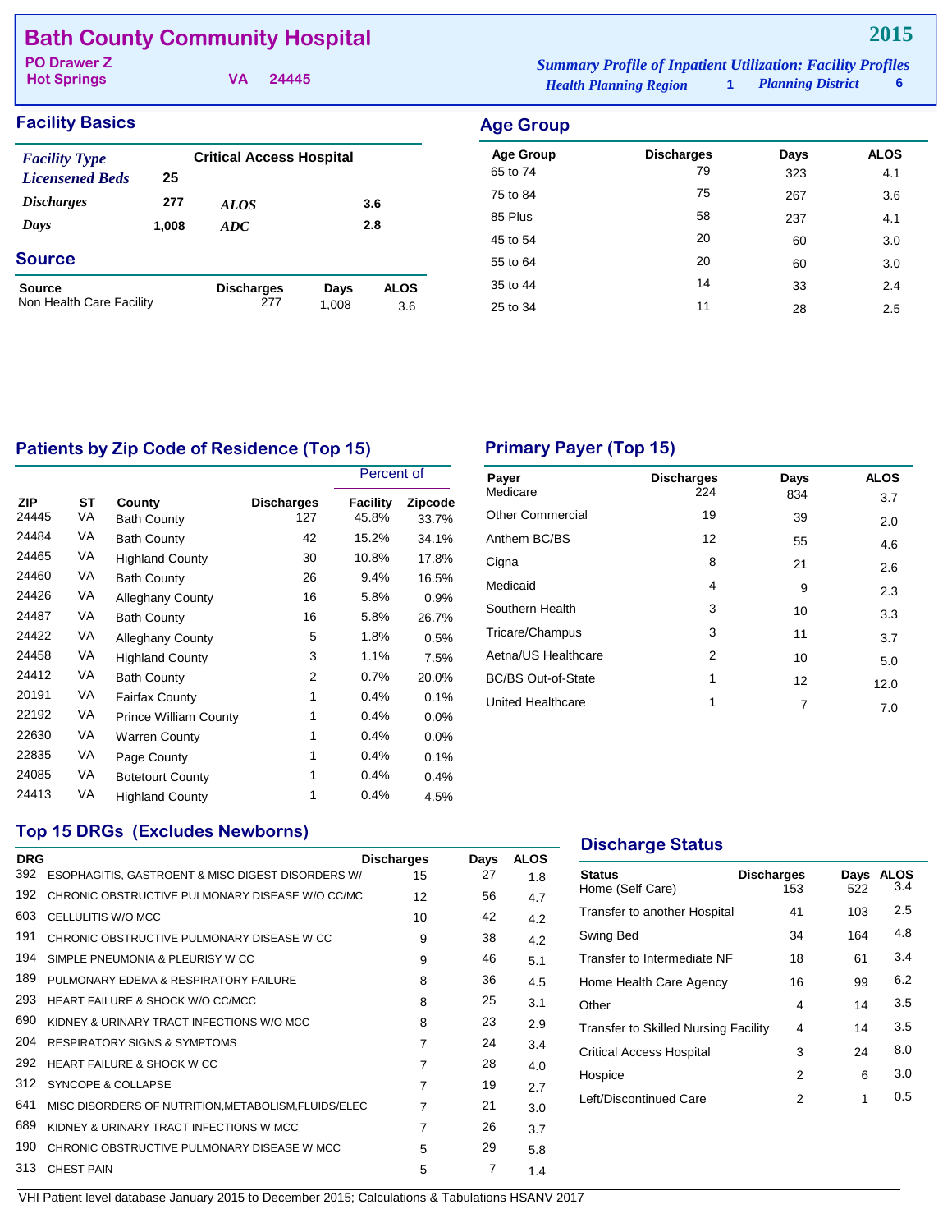# Bath County Community Hospital

**2015**

PO Drawer Z
Hot Springs VA 24445

*Summary Profile of Inpatient Utilization: Facility Profiles*
*Health Planning Region* 1 *Planning District* 6

## Facility Basics

| | | | |
|---|---|---|---|
| *Facility Type* | Critical Access Hospital | | |
| *Licensened Beds* | 25 | | |
| *Discharges* | 277 | *ALOS* | 3.6 |
| *Days* | 1,008 | *ADC* | 2.8 |

## Source

| Source | Discharges | Days | ALOS |
|---|---|---|---|
| Non Health Care Facility | 277 | 1,008 | 3.6 |

## Age Group

| Age Group | Discharges | Days | ALOS |
|---|---|---|---|
| 65 to 74 | 79 | 323 | 4.1 |
| 75 to 84 | 75 | 267 | 3.6 |
| 85 Plus | 58 | 237 | 4.1 |
| 45 to 54 | 20 | 60 | 3.0 |
| 55 to 64 | 20 | 60 | 3.0 |
| 35 to 44 | 14 | 33 | 2.4 |
| 25 to 34 | 11 | 28 | 2.5 |

## Patients by Zip Code of Residence (Top 15)

| | | | | Percent of | |
|---|---|---|---|---|---|
| ZIP | ST | County | Discharges | Facility | Zipcode |
| 24445 | VA | Bath County | 127 | 45.8% | 33.7% |
| 24484 | VA | Bath County | 42 | 15.2% | 34.1% |
| 24465 | VA | Highland County | 30 | 10.8% | 17.8% |
| 24460 | VA | Bath County | 26 | 9.4% | 16.5% |
| 24426 | VA | Alleghany County | 16 | 5.8% | 0.9% |
| 24487 | VA | Bath County | 16 | 5.8% | 26.7% |
| 24422 | VA | Alleghany County | 5 | 1.8% | 0.5% |
| 24458 | VA | Highland County | 3 | 1.1% | 7.5% |
| 24412 | VA | Bath County | 2 | 0.7% | 20.0% |
| 20191 | VA | Fairfax County | 1 | 0.4% | 0.1% |
| 22192 | VA | Prince William County | 1 | 0.4% | 0.0% |
| 22630 | VA | Warren County | 1 | 0.4% | 0.0% |
| 22835 | VA | Page County | 1 | 0.4% | 0.1% |
| 24085 | VA | Botetourt County | 1 | 0.4% | 0.4% |
| 24413 | VA | Highland County | 1 | 0.4% | 4.5% |

## Primary Payer (Top 15)

| Payer | Discharges | Days | ALOS |
|---|---|---|---|
| Medicare | 224 | 834 | 3.7 |
| Other Commercial | 19 | 39 | 2.0 |
| Anthem BC/BS | 12 | 55 | 4.6 |
| Cigna | 8 | 21 | 2.6 |
| Medicaid | 4 | 9 | 2.3 |
| Southern Health | 3 | 10 | 3.3 |
| Tricare/Champus | 3 | 11 | 3.7 |
| Aetna/US Healthcare | 2 | 10 | 5.0 |
| BC/BS Out-of-State | 1 | 12 | 12.0 |
| United Healthcare | 1 | 7 | 7.0 |

## Top 15 DRGs (Excludes Newborns)

| DRG | | Discharges | Days | ALOS |
|---|---|---|---|---|
| 392 | ESOPHAGITIS, GASTROENT & MISC DIGEST DISORDERS W/ | 15 | 27 | 1.8 |
| 192 | CHRONIC OBSTRUCTIVE PULMONARY DISEASE W/O CC/MC | 12 | 56 | 4.7 |
| 603 | CELLULITIS W/O MCC | 10 | 42 | 4.2 |
| 191 | CHRONIC OBSTRUCTIVE PULMONARY DISEASE W CC | 9 | 38 | 4.2 |
| 194 | SIMPLE PNEUMONIA & PLEURISY W CC | 9 | 46 | 5.1 |
| 189 | PULMONARY EDEMA & RESPIRATORY FAILURE | 8 | 36 | 4.5 |
| 293 | HEART FAILURE & SHOCK W/O CC/MCC | 8 | 25 | 3.1 |
| 690 | KIDNEY & URINARY TRACT INFECTIONS W/O MCC | 8 | 23 | 2.9 |
| 204 | RESPIRATORY SIGNS & SYMPTOMS | 7 | 24 | 3.4 |
| 292 | HEART FAILURE & SHOCK W CC | 7 | 28 | 4.0 |
| 312 | SYNCOPE & COLLAPSE | 7 | 19 | 2.7 |
| 641 | MISC DISORDERS OF NUTRITION,METABOLISM,FLUIDS/ELEC | 7 | 21 | 3.0 |
| 689 | KIDNEY & URINARY TRACT INFECTIONS W MCC | 7 | 26 | 3.7 |
| 190 | CHRONIC OBSTRUCTIVE PULMONARY DISEASE W MCC | 5 | 29 | 5.8 |
| 313 | CHEST PAIN | 5 | 7 | 1.4 |

## Discharge Status

| Status | Discharges | Days | ALOS |
|---|---|---|---|
| Home (Self Care) | 153 | 522 | 3.4 |
| Transfer to another Hospital | 41 | 103 | 2.5 |
| Swing Bed | 34 | 164 | 4.8 |
| Transfer to Intermediate NF | 18 | 61 | 3.4 |
| Home Health Care Agency | 16 | 99 | 6.2 |
| Other | 4 | 14 | 3.5 |
| Transfer to Skilled Nursing Facility | 4 | 14 | 3.5 |
| Critical Access Hospital | 3 | 24 | 8.0 |
| Hospice | 2 | 6 | 3.0 |
| Left/Discontinued Care | 2 | 1 | 0.5 |

VHI Patient level database January 2015 to December 2015; Calculations & Tabulations HSANV 2017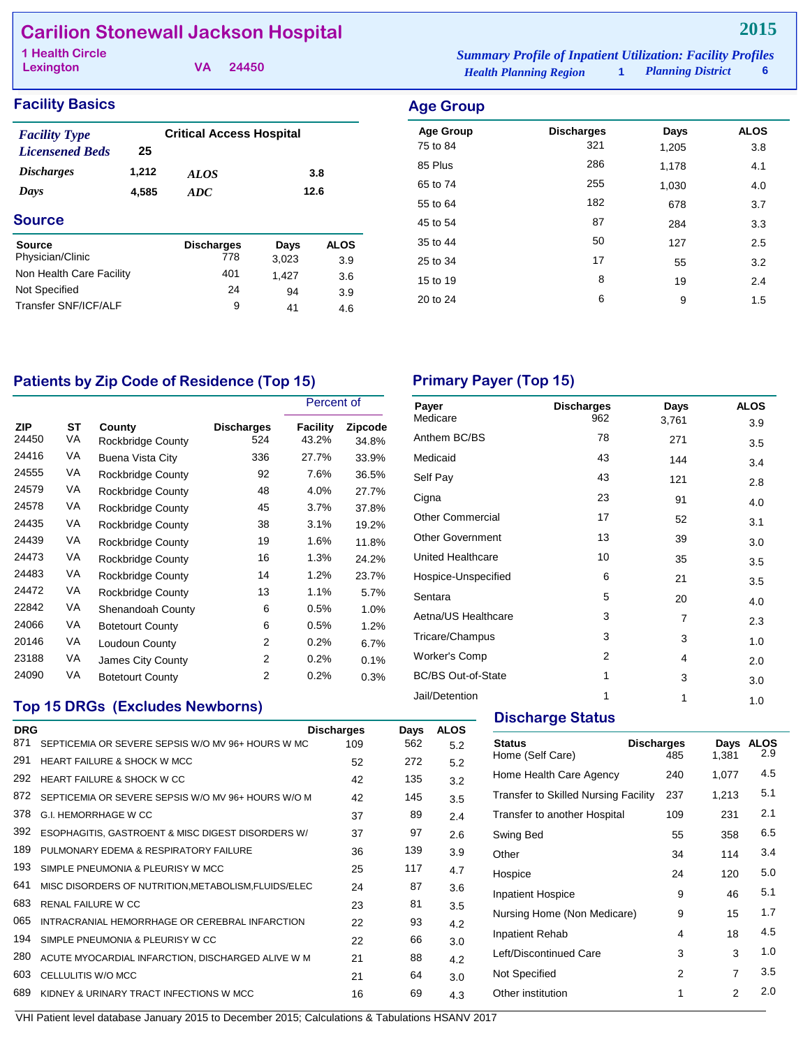# Carilion Stonewall Jackson Hospital

**2015**

1 Health Circle
Lexington VA 24450

*Summary Profile of Inpatient Utilization: Facility Profiles*
*Health Planning Region* 1 *Planning District* 6

## Facility Basics

| | | | |
|---|---|---|---|
| *Facility Type* | Critical Access Hospital | | |
| *Licensened Beds* | 25 | | |
| *Discharges* | 1,212 | *ALOS* | 3.8 |
| *Days* | 4,585 | *ADC* | 12.6 |

## Source

| Source | Discharges | Days | ALOS |
|---|---|---|---|
| Physician/Clinic | 778 | 3,023 | 3.9 |
| Non Health Care Facility | 401 | 1,427 | 3.6 |
| Not Specified | 24 | 94 | 3.9 |
| Transfer SNF/ICF/ALF | 9 | 41 | 4.6 |

## Age Group

| Age Group | Discharges | Days | ALOS |
|---|---|---|---|
| 75 to 84 | 321 | 1,205 | 3.8 |
| 85 Plus | 286 | 1,178 | 4.1 |
| 65 to 74 | 255 | 1,030 | 4.0 |
| 55 to 64 | 182 | 678 | 3.7 |
| 45 to 54 | 87 | 284 | 3.3 |
| 35 to 44 | 50 | 127 | 2.5 |
| 25 to 34 | 17 | 55 | 3.2 |
| 15 to 19 | 8 | 19 | 2.4 |
| 20 to 24 | 6 | 9 | 1.5 |

## Patients by Zip Code of Residence (Top 15)

| | | | | Percent of | |
|---|---|---|---|---|---|
| ZIP | ST | County | Discharges | Facility | Zipcode |
| 24450 | VA | Rockbridge County | 524 | 43.2% | 34.8% |
| 24416 | VA | Buena Vista City | 336 | 27.7% | 33.9% |
| 24555 | VA | Rockbridge County | 92 | 7.6% | 36.5% |
| 24579 | VA | Rockbridge County | 48 | 4.0% | 27.7% |
| 24578 | VA | Rockbridge County | 45 | 3.7% | 37.8% |
| 24435 | VA | Rockbridge County | 38 | 3.1% | 19.2% |
| 24439 | VA | Rockbridge County | 19 | 1.6% | 11.8% |
| 24473 | VA | Rockbridge County | 16 | 1.3% | 24.2% |
| 24483 | VA | Rockbridge County | 14 | 1.2% | 23.7% |
| 24472 | VA | Rockbridge County | 13 | 1.1% | 5.7% |
| 22842 | VA | Shenandoah County | 6 | 0.5% | 1.0% |
| 24066 | VA | Botetourt County | 6 | 0.5% | 1.2% |
| 20146 | VA | Loudoun County | 2 | 0.2% | 6.7% |
| 23188 | VA | James City County | 2 | 0.2% | 0.1% |
| 24090 | VA | Botetourt County | 2 | 0.2% | 0.3% |

## Primary Payer (Top 15)

| Payer | Discharges | Days | ALOS |
|---|---|---|---|
| Medicare | 962 | 3,761 | 3.9 |
| Anthem BC/BS | 78 | 271 | 3.5 |
| Medicaid | 43 | 144 | 3.4 |
| Self Pay | 43 | 121 | 2.8 |
| Cigna | 23 | 91 | 4.0 |
| Other Commercial | 17 | 52 | 3.1 |
| Other Government | 13 | 39 | 3.0 |
| United Healthcare | 10 | 35 | 3.5 |
| Hospice-Unspecified | 6 | 21 | 3.5 |
| Sentara | 5 | 20 | 4.0 |
| Aetna/US Healthcare | 3 | 7 | 2.3 |
| Tricare/Champus | 3 | 3 | 1.0 |
| Worker's Comp | 2 | 4 | 2.0 |
| BC/BS Out-of-State | 1 | 3 | 3.0 |
| Jail/Detention | 1 | 1 | 1.0 |

## Top 15 DRGs (Excludes Newborns)

| DRG | | Discharges | Days | ALOS |
|---|---|---|---|---|
| 871 | SEPTICEMIA OR SEVERE SEPSIS W/O MV 96+ HOURS W MC | 109 | 562 | 5.2 |
| 291 | HEART FAILURE & SHOCK W MCC | 52 | 272 | 5.2 |
| 292 | HEART FAILURE & SHOCK W CC | 42 | 135 | 3.2 |
| 872 | SEPTICEMIA OR SEVERE SEPSIS W/O MV 96+ HOURS W/O M | 42 | 145 | 3.5 |
| 378 | G.I. HEMORRHAGE W CC | 37 | 89 | 2.4 |
| 392 | ESOPHAGITIS, GASTROENT & MISC DIGEST DISORDERS W/ | 37 | 97 | 2.6 |
| 189 | PULMONARY EDEMA & RESPIRATORY FAILURE | 36 | 139 | 3.9 |
| 193 | SIMPLE PNEUMONIA & PLEURISY W MCC | 25 | 117 | 4.7 |
| 641 | MISC DISORDERS OF NUTRITION,METABOLISM,FLUIDS/ELEC | 24 | 87 | 3.6 |
| 683 | RENAL FAILURE W CC | 23 | 81 | 3.5 |
| 065 | INTRACRANIAL HEMORRHAGE OR CEREBRAL INFARCTION | 22 | 93 | 4.2 |
| 194 | SIMPLE PNEUMONIA & PLEURISY W CC | 22 | 66 | 3.0 |
| 280 | ACUTE MYOCARDIAL INFARCTION, DISCHARGED ALIVE W M | 21 | 88 | 4.2 |
| 603 | CELLULITIS W/O MCC | 21 | 64 | 3.0 |
| 689 | KIDNEY & URINARY TRACT INFECTIONS W MCC | 16 | 69 | 4.3 |

## Discharge Status

| Status | Discharges | Days | ALOS |
|---|---|---|---|
| Home (Self Care) | 485 | 1,381 | 2.9 |
| Home Health Care Agency | 240 | 1,077 | 4.5 |
| Transfer to Skilled Nursing Facility | 237 | 1,213 | 5.1 |
| Transfer to another Hospital | 109 | 231 | 2.1 |
| Swing Bed | 55 | 358 | 6.5 |
| Other | 34 | 114 | 3.4 |
| Hospice | 24 | 120 | 5.0 |
| Inpatient Hospice | 9 | 46 | 5.1 |
| Nursing Home (Non Medicare) | 9 | 15 | 1.7 |
| Inpatient Rehab | 4 | 18 | 4.5 |
| Left/Discontinued Care | 3 | 3 | 1.0 |
| Not Specified | 2 | 7 | 3.5 |
| Other institution | 1 | 2 | 2.0 |

VHI Patient level database January 2015 to December 2015; Calculations & Tabulations HSANV 2017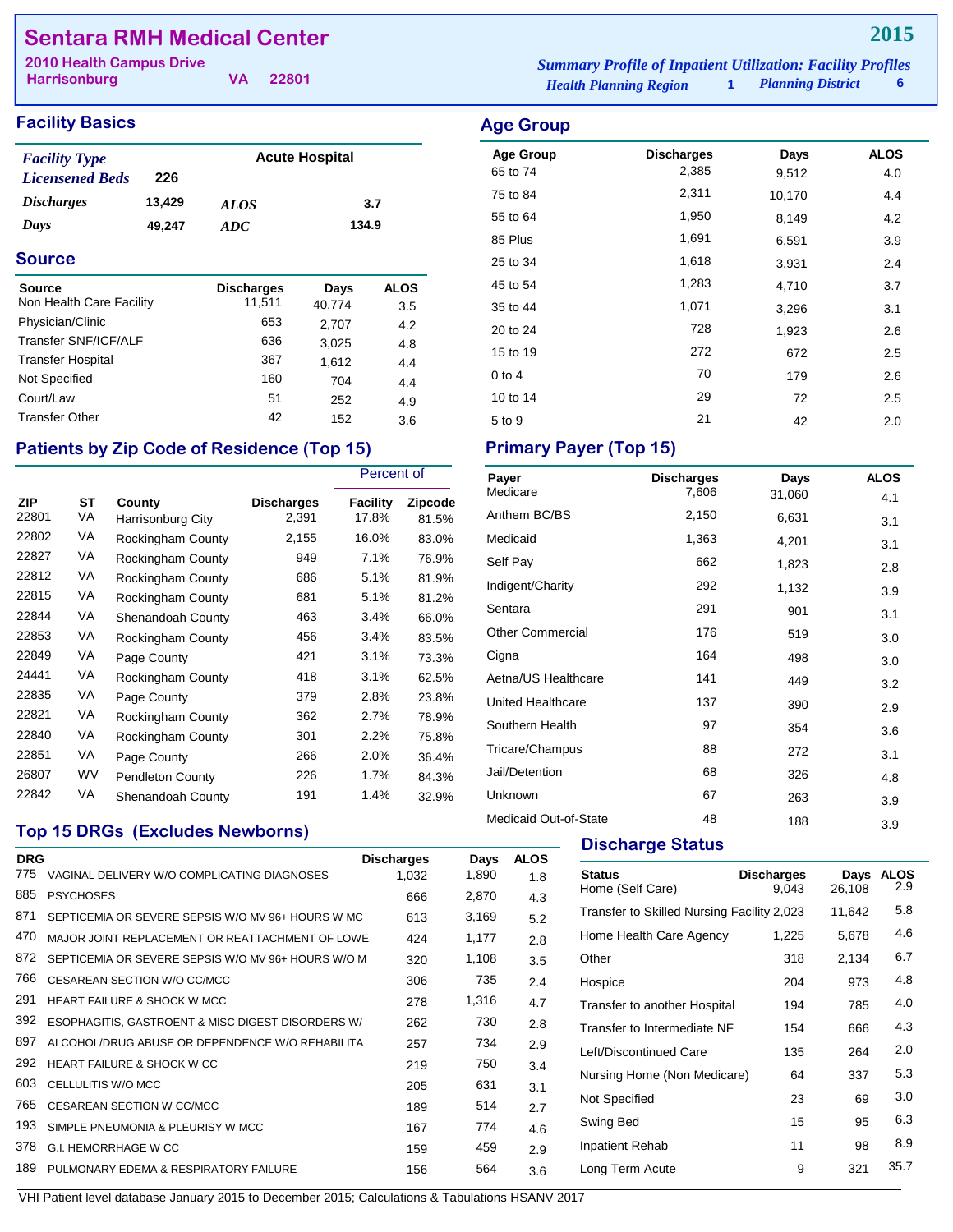# Sentara RMH Medical Center

**2015**

2010 Health Campus Drive
Harrisonburg VA 22801

*Summary Profile of Inpatient Utilization: Facility Profiles*
*Health Planning Region* 1 *Planning District* 6

## Facility Basics

| | | | |
|---|---|---|---|
| *Facility Type* | | Acute Hospital | |
| *Licensened Beds* | 226 | | |
| *Discharges* | 13,429 | *ALOS* | 3.7 |
| *Days* | 49,247 | *ADC* | 134.9 |

## Source

| Source | Discharges | Days | ALOS |
|---|---|---|---|
| Non Health Care Facility | 11,511 | 40,774 | 3.5 |
| Physician/Clinic | 653 | 2,707 | 4.2 |
| Transfer SNF/ICF/ALF | 636 | 3,025 | 4.8 |
| Transfer Hospital | 367 | 1,612 | 4.4 |
| Not Specified | 160 | 704 | 4.4 |
| Court/Law | 51 | 252 | 4.9 |
| Transfer Other | 42 | 152 | 3.6 |

## Patients by Zip Code of Residence (Top 15)

| | | | | Percent of | |
|---|---|---|---|---|---|
| ZIP | ST | County | Discharges | Facility | Zipcode |
| 22801 | VA | Harrisonburg City | 2,391 | 17.8% | 81.5% |
| 22802 | VA | Rockingham County | 2,155 | 16.0% | 83.0% |
| 22827 | VA | Rockingham County | 949 | 7.1% | 76.9% |
| 22812 | VA | Rockingham County | 686 | 5.1% | 81.9% |
| 22815 | VA | Rockingham County | 681 | 5.1% | 81.2% |
| 22844 | VA | Shenandoah County | 463 | 3.4% | 66.0% |
| 22853 | VA | Rockingham County | 456 | 3.4% | 83.5% |
| 22849 | VA | Page County | 421 | 3.1% | 73.3% |
| 24441 | VA | Rockingham County | 418 | 3.1% | 62.5% |
| 22835 | VA | Page County | 379 | 2.8% | 23.8% |
| 22821 | VA | Rockingham County | 362 | 2.7% | 78.9% |
| 22840 | VA | Rockingham County | 301 | 2.2% | 75.8% |
| 22851 | VA | Page County | 266 | 2.0% | 36.4% |
| 26807 | WV | Pendleton County | 226 | 1.7% | 84.3% |
| 22842 | VA | Shenandoah County | 191 | 1.4% | 32.9% |

## Top 15 DRGs (Excludes Newborns)

| DRG | | Discharges | Days | ALOS |
|---|---|---|---|---|
| 775 | VAGINAL DELIVERY W/O COMPLICATING DIAGNOSES | 1,032 | 1,890 | 1.8 |
| 885 | PSYCHOSES | 666 | 2,870 | 4.3 |
| 871 | SEPTICEMIA OR SEVERE SEPSIS W/O MV 96+ HOURS W MC | 613 | 3,169 | 5.2 |
| 470 | MAJOR JOINT REPLACEMENT OR REATTACHMENT OF LOWE | 424 | 1,177 | 2.8 |
| 872 | SEPTICEMIA OR SEVERE SEPSIS W/O MV 96+ HOURS W/O M | 320 | 1,108 | 3.5 |
| 766 | CESAREAN SECTION W/O CC/MCC | 306 | 735 | 2.4 |
| 291 | HEART FAILURE & SHOCK W MCC | 278 | 1,316 | 4.7 |
| 392 | ESOPHAGITIS, GASTROENT & MISC DIGEST DISORDERS W/ | 262 | 730 | 2.8 |
| 897 | ALCOHOL/DRUG ABUSE OR DEPENDENCE W/O REHABILITA | 257 | 734 | 2.9 |
| 292 | HEART FAILURE & SHOCK W CC | 219 | 750 | 3.4 |
| 603 | CELLULITIS W/O MCC | 205 | 631 | 3.1 |
| 765 | CESAREAN SECTION W CC/MCC | 189 | 514 | 2.7 |
| 193 | SIMPLE PNEUMONIA & PLEURISY W MCC | 167 | 774 | 4.6 |
| 378 | G.I. HEMORRHAGE W CC | 159 | 459 | 2.9 |
| 189 | PULMONARY EDEMA & RESPIRATORY FAILURE | 156 | 564 | 3.6 |

## Age Group

| Age Group | Discharges | Days | ALOS |
|---|---|---|---|
| 65 to 74 | 2,385 | 9,512 | 4.0 |
| 75 to 84 | 2,311 | 10,170 | 4.4 |
| 55 to 64 | 1,950 | 8,149 | 4.2 |
| 85 Plus | 1,691 | 6,591 | 3.9 |
| 25 to 34 | 1,618 | 3,931 | 2.4 |
| 45 to 54 | 1,283 | 4,710 | 3.7 |
| 35 to 44 | 1,071 | 3,296 | 3.1 |
| 20 to 24 | 728 | 1,923 | 2.6 |
| 15 to 19 | 272 | 672 | 2.5 |
| 0 to 4 | 70 | 179 | 2.6 |
| 10 to 14 | 29 | 72 | 2.5 |
| 5 to 9 | 21 | 42 | 2.0 |

## Primary Payer (Top 15)

| Payer | Discharges | Days | ALOS |
|---|---|---|---|
| Medicare | 7,606 | 31,060 | 4.1 |
| Anthem BC/BS | 2,150 | 6,631 | 3.1 |
| Medicaid | 1,363 | 4,201 | 3.1 |
| Self Pay | 662 | 1,823 | 2.8 |
| Indigent/Charity | 292 | 1,132 | 3.9 |
| Sentara | 291 | 901 | 3.1 |
| Other Commercial | 176 | 519 | 3.0 |
| Cigna | 164 | 498 | 3.0 |
| Aetna/US Healthcare | 141 | 449 | 3.2 |
| United Healthcare | 137 | 390 | 2.9 |
| Southern Health | 97 | 354 | 3.6 |
| Tricare/Champus | 88 | 272 | 3.1 |
| Jail/Detention | 68 | 326 | 4.8 |
| Unknown | 67 | 263 | 3.9 |
| Medicaid Out-of-State | 48 | 188 | 3.9 |

## Discharge Status

| Status | Discharges | Days | ALOS |
|---|---|---|---|
| Home (Self Care) | 9,043 | 26,108 | 2.9 |
| Transfer to Skilled Nursing Facility | 2,023 | 11,642 | 5.8 |
| Home Health Care Agency | 1,225 | 5,678 | 4.6 |
| Other | 318 | 2,134 | 6.7 |
| Hospice | 204 | 973 | 4.8 |
| Transfer to another Hospital | 194 | 785 | 4.0 |
| Transfer to Intermediate NF | 154 | 666 | 4.3 |
| Left/Discontinued Care | 135 | 264 | 2.0 |
| Nursing Home (Non Medicare) | 64 | 337 | 5.3 |
| Not Specified | 23 | 69 | 3.0 |
| Swing Bed | 15 | 95 | 6.3 |
| Inpatient Rehab | 11 | 98 | 8.9 |
| Long Term Acute | 9 | 321 | 35.7 |

VHI Patient level database January 2015 to December 2015; Calculations & Tabulations HSANV 2017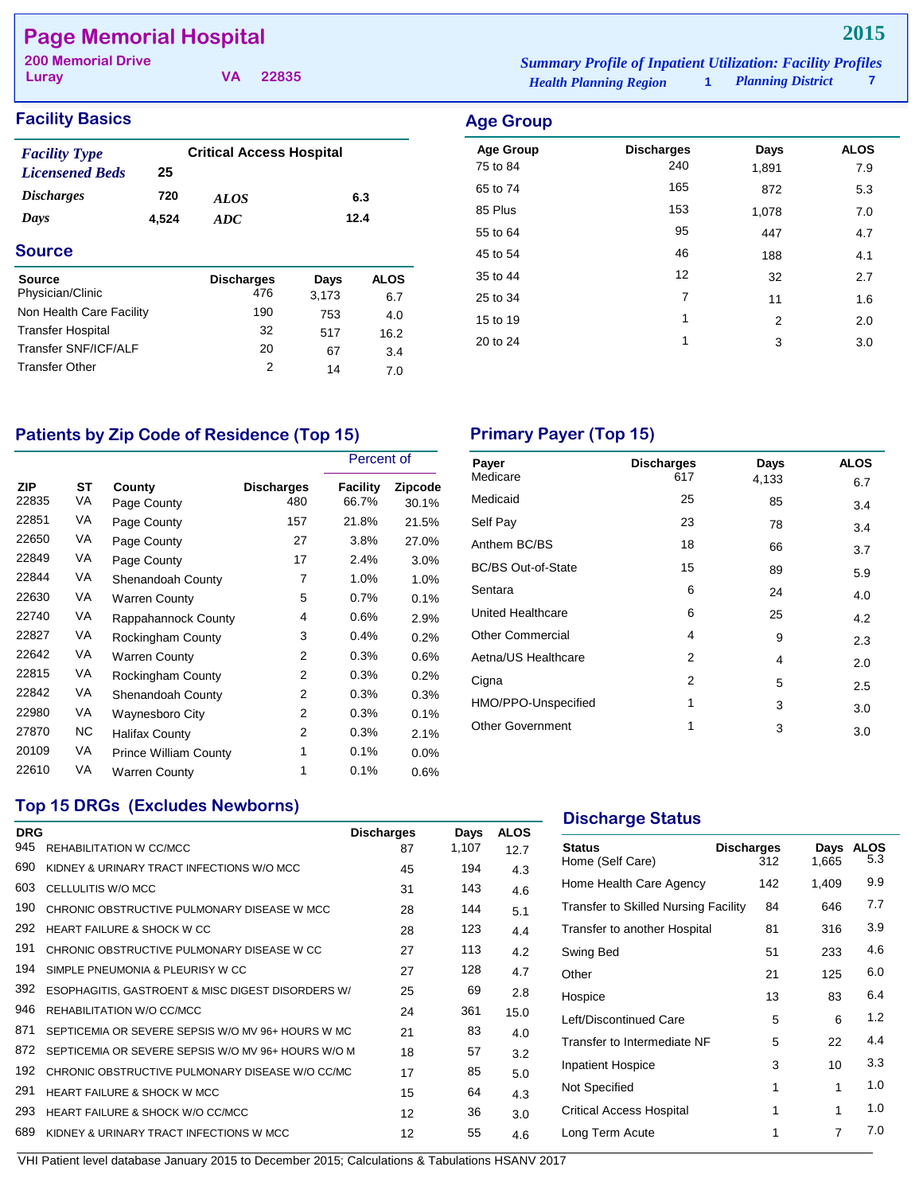# Page Memorial Hospital

**2015**

200 Memorial Drive
Luray VA 22835

*Summary Profile of Inpatient Utilization: Facility Profiles*
*Health Planning Region* 1 *Planning District* 7

## Facility Basics

| | | | |
|---|---|---|---|
| *Facility Type* | Critical Access Hospital | | |
| *Licensened Beds* | 25 | | |
| *Discharges* | 720 | *ALOS* | 6.3 |
| *Days* | 4,524 | *ADC* | 12.4 |

## Source

| Source | Discharges | Days | ALOS |
|---|---|---|---|
| Physician/Clinic | 476 | 3,173 | 6.7 |
| Non Health Care Facility | 190 | 753 | 4.0 |
| Transfer Hospital | 32 | 517 | 16.2 |
| Transfer SNF/ICF/ALF | 20 | 67 | 3.4 |
| Transfer Other | 2 | 14 | 7.0 |

## Age Group

| Age Group | Discharges | Days | ALOS |
|---|---|---|---|
| 75 to 84 | 240 | 1,891 | 7.9 |
| 65 to 74 | 165 | 872 | 5.3 |
| 85 Plus | 153 | 1,078 | 7.0 |
| 55 to 64 | 95 | 447 | 4.7 |
| 45 to 54 | 46 | 188 | 4.1 |
| 35 to 44 | 12 | 32 | 2.7 |
| 25 to 34 | 7 | 11 | 1.6 |
| 15 to 19 | 1 | 2 | 2.0 |
| 20 to 24 | 1 | 3 | 3.0 |

## Patients by Zip Code of Residence (Top 15)

| | | | | Percent of | |
|---|---|---|---|---|---|
| ZIP | ST | County | Discharges | Facility | Zipcode |
| 22835 | VA | Page County | 480 | 66.7% | 30.1% |
| 22851 | VA | Page County | 157 | 21.8% | 21.5% |
| 22650 | VA | Page County | 27 | 3.8% | 27.0% |
| 22849 | VA | Page County | 17 | 2.4% | 3.0% |
| 22844 | VA | Shenandoah County | 7 | 1.0% | 1.0% |
| 22630 | VA | Warren County | 5 | 0.7% | 0.1% |
| 22740 | VA | Rappahannock County | 4 | 0.6% | 2.9% |
| 22827 | VA | Rockingham County | 3 | 0.4% | 0.2% |
| 22642 | VA | Warren County | 2 | 0.3% | 0.6% |
| 22815 | VA | Rockingham County | 2 | 0.3% | 0.2% |
| 22842 | VA | Shenandoah County | 2 | 0.3% | 0.3% |
| 22980 | VA | Waynesboro City | 2 | 0.3% | 0.1% |
| 27870 | NC | Halifax County | 2 | 0.3% | 2.1% |
| 20109 | VA | Prince William County | 1 | 0.1% | 0.0% |
| 22610 | VA | Warren County | 1 | 0.1% | 0.6% |

## Primary Payer (Top 15)

| Payer | Discharges | Days | ALOS |
|---|---|---|---|
| Medicare | 617 | 4,133 | 6.7 |
| Medicaid | 25 | 85 | 3.4 |
| Self Pay | 23 | 78 | 3.4 |
| Anthem BC/BS | 18 | 66 | 3.7 |
| BC/BS Out-of-State | 15 | 89 | 5.9 |
| Sentara | 6 | 24 | 4.0 |
| United Healthcare | 6 | 25 | 4.2 |
| Other Commercial | 4 | 9 | 2.3 |
| Aetna/US Healthcare | 2 | 4 | 2.0 |
| Cigna | 2 | 5 | 2.5 |
| HMO/PPO-Unspecified | 1 | 3 | 3.0 |
| Other Government | 1 | 3 | 3.0 |

## Top 15 DRGs (Excludes Newborns)

| DRG | | Discharges | Days | ALOS |
|---|---|---|---|---|
| 945 | REHABILITATION W CC/MCC | 87 | 1,107 | 12.7 |
| 690 | KIDNEY & URINARY TRACT INFECTIONS W/O MCC | 45 | 194 | 4.3 |
| 603 | CELLULITIS W/O MCC | 31 | 143 | 4.6 |
| 190 | CHRONIC OBSTRUCTIVE PULMONARY DISEASE W MCC | 28 | 144 | 5.1 |
| 292 | HEART FAILURE & SHOCK W CC | 28 | 123 | 4.4 |
| 191 | CHRONIC OBSTRUCTIVE PULMONARY DISEASE W CC | 27 | 113 | 4.2 |
| 194 | SIMPLE PNEUMONIA & PLEURISY W CC | 27 | 128 | 4.7 |
| 392 | ESOPHAGITIS, GASTROENT & MISC DIGEST DISORDERS W/ | 25 | 69 | 2.8 |
| 946 | REHABILITATION W/O CC/MCC | 24 | 361 | 15.0 |
| 871 | SEPTICEMIA OR SEVERE SEPSIS W/O MV 96+ HOURS W MC | 21 | 83 | 4.0 |
| 872 | SEPTICEMIA OR SEVERE SEPSIS W/O MV 96+ HOURS W/O M | 18 | 57 | 3.2 |
| 192 | CHRONIC OBSTRUCTIVE PULMONARY DISEASE W/O CC/MC | 17 | 85 | 5.0 |
| 291 | HEART FAILURE & SHOCK W MCC | 15 | 64 | 4.3 |
| 293 | HEART FAILURE & SHOCK W/O CC/MCC | 12 | 36 | 3.0 |
| 689 | KIDNEY & URINARY TRACT INFECTIONS W MCC | 12 | 55 | 4.6 |

## Discharge Status

| Status | Discharges | Days | ALOS |
|---|---|---|---|
| Home (Self Care) | 312 | 1,665 | 5.3 |
| Home Health Care Agency | 142 | 1,409 | 9.9 |
| Transfer to Skilled Nursing Facility | 84 | 646 | 7.7 |
| Transfer to another Hospital | 81 | 316 | 3.9 |
| Swing Bed | 51 | 233 | 4.6 |
| Other | 21 | 125 | 6.0 |
| Hospice | 13 | 83 | 6.4 |
| Left/Discontinued Care | 5 | 6 | 1.2 |
| Transfer to Intermediate NF | 5 | 22 | 4.4 |
| Inpatient Hospice | 3 | 10 | 3.3 |
| Not Specified | 1 | 1 | 1.0 |
| Critical Access Hospital | 1 | 1 | 1.0 |
| Long Term Acute | 1 | 7 | 7.0 |

VHI Patient level database January 2015 to December 2015; Calculations & Tabulations HSANV 2017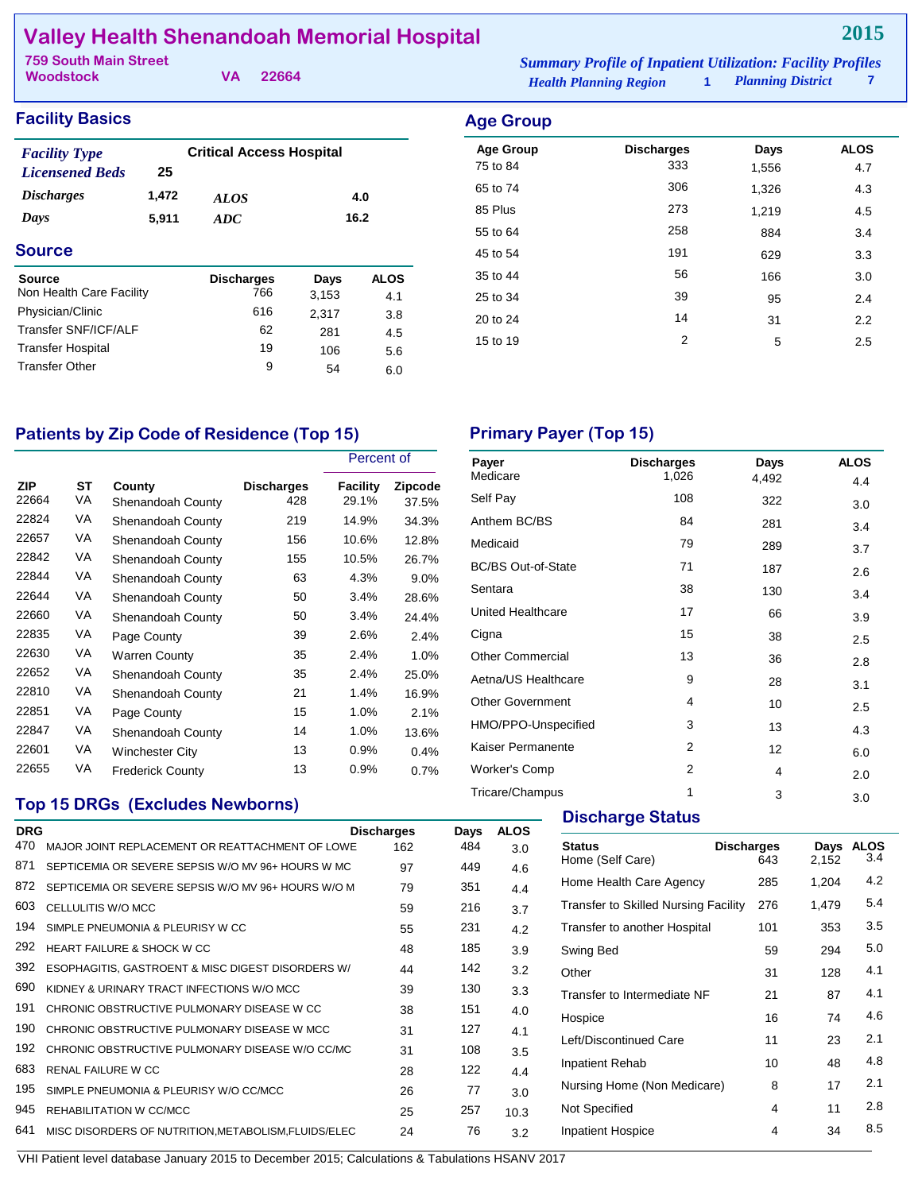# Valley Health Shenandoah Memorial Hospital

**2015**

759 South Main Street
Woodstock VA 22664

*Summary Profile of Inpatient Utilization: Facility Profiles*
*Health Planning Region* 1 *Planning District* 7

## Facility Basics

| | | | |
|---|---|---|---|
| *Facility Type* | Critical Access Hospital | | |
| *Licensened Beds* | 25 | | |
| *Discharges* | 1,472 | *ALOS* | 4.0 |
| *Days* | 5,911 | *ADC* | 16.2 |

## Age Group

| Age Group | Discharges | Days | ALOS |
|---|---|---|---|
| 75 to 84 | 333 | 1,556 | 4.7 |
| 65 to 74 | 306 | 1,326 | 4.3 |
| 85 Plus | 273 | 1,219 | 4.5 |
| 55 to 64 | 258 | 884 | 3.4 |
| 45 to 54 | 191 | 629 | 3.3 |
| 35 to 44 | 56 | 166 | 3.0 |
| 25 to 34 | 39 | 95 | 2.4 |
| 20 to 24 | 14 | 31 | 2.2 |
| 15 to 19 | 2 | 5 | 2.5 |

## Source

| Source | Discharges | Days | ALOS |
|---|---|---|---|
| Non Health Care Facility | 766 | 3,153 | 4.1 |
| Physician/Clinic | 616 | 2,317 | 3.8 |
| Transfer SNF/ICF/ALF | 62 | 281 | 4.5 |
| Transfer Hospital | 19 | 106 | 5.6 |
| Transfer Other | 9 | 54 | 6.0 |

## Patients by Zip Code of Residence (Top 15)

| | | | | Percent of | |
|---|---|---|---|---|---|
| ZIP | ST | County | Discharges | Facility | Zipcode |
| 22664 | VA | Shenandoah County | 428 | 29.1% | 37.5% |
| 22824 | VA | Shenandoah County | 219 | 14.9% | 34.3% |
| 22657 | VA | Shenandoah County | 156 | 10.6% | 12.8% |
| 22842 | VA | Shenandoah County | 155 | 10.5% | 26.7% |
| 22844 | VA | Shenandoah County | 63 | 4.3% | 9.0% |
| 22644 | VA | Shenandoah County | 50 | 3.4% | 28.6% |
| 22660 | VA | Shenandoah County | 50 | 3.4% | 24.4% |
| 22835 | VA | Page County | 39 | 2.6% | 2.4% |
| 22630 | VA | Warren County | 35 | 2.4% | 1.0% |
| 22652 | VA | Shenandoah County | 35 | 2.4% | 25.0% |
| 22810 | VA | Shenandoah County | 21 | 1.4% | 16.9% |
| 22851 | VA | Page County | 15 | 1.0% | 2.1% |
| 22847 | VA | Shenandoah County | 14 | 1.0% | 13.6% |
| 22601 | VA | Winchester City | 13 | 0.9% | 0.4% |
| 22655 | VA | Frederick County | 13 | 0.9% | 0.7% |

## Primary Payer (Top 15)

| Payer | Discharges | Days | ALOS |
|---|---|---|---|
| Medicare | 1,026 | 4,492 | 4.4 |
| Self Pay | 108 | 322 | 3.0 |
| Anthem BC/BS | 84 | 281 | 3.4 |
| Medicaid | 79 | 289 | 3.7 |
| BC/BS Out-of-State | 71 | 187 | 2.6 |
| Sentara | 38 | 130 | 3.4 |
| United Healthcare | 17 | 66 | 3.9 |
| Cigna | 15 | 38 | 2.5 |
| Other Commercial | 13 | 36 | 2.8 |
| Aetna/US Healthcare | 9 | 28 | 3.1 |
| Other Government | 4 | 10 | 2.5 |
| HMO/PPO-Unspecified | 3 | 13 | 4.3 |
| Kaiser Permanente | 2 | 12 | 6.0 |
| Worker's Comp | 2 | 4 | 2.0 |
| Tricare/Champus | 1 | 3 | 3.0 |

## Top 15 DRGs (Excludes Newborns)

| DRG | | Discharges | Days | ALOS |
|---|---|---|---|---|
| 470 | MAJOR JOINT REPLACEMENT OR REATTACHMENT OF LOWE | 162 | 484 | 3.0 |
| 871 | SEPTICEMIA OR SEVERE SEPSIS W/O MV 96+ HOURS W MC | 97 | 449 | 4.6 |
| 872 | SEPTICEMIA OR SEVERE SEPSIS W/O MV 96+ HOURS W/O M | 79 | 351 | 4.4 |
| 603 | CELLULITIS W/O MCC | 59 | 216 | 3.7 |
| 194 | SIMPLE PNEUMONIA & PLEURISY W CC | 55 | 231 | 4.2 |
| 292 | HEART FAILURE & SHOCK W CC | 48 | 185 | 3.9 |
| 392 | ESOPHAGITIS, GASTROENT & MISC DIGEST DISORDERS W/ | 44 | 142 | 3.2 |
| 690 | KIDNEY & URINARY TRACT INFECTIONS W/O MCC | 39 | 130 | 3.3 |
| 191 | CHRONIC OBSTRUCTIVE PULMONARY DISEASE W CC | 38 | 151 | 4.0 |
| 190 | CHRONIC OBSTRUCTIVE PULMONARY DISEASE W MCC | 31 | 127 | 4.1 |
| 192 | CHRONIC OBSTRUCTIVE PULMONARY DISEASE W/O CC/MC | 31 | 108 | 3.5 |
| 683 | RENAL FAILURE W CC | 28 | 122 | 4.4 |
| 195 | SIMPLE PNEUMONIA & PLEURISY W/O CC/MCC | 26 | 77 | 3.0 |
| 945 | REHABILITATION W CC/MCC | 25 | 257 | 10.3 |
| 641 | MISC DISORDERS OF NUTRITION,METABOLISM,FLUIDS/ELEC | 24 | 76 | 3.2 |

## Discharge Status

| Status | Discharges | Days | ALOS |
|---|---|---|---|
| Home (Self Care) | 643 | 2,152 | 3.4 |
| Home Health Care Agency | 285 | 1,204 | 4.2 |
| Transfer to Skilled Nursing Facility | 276 | 1,479 | 5.4 |
| Transfer to another Hospital | 101 | 353 | 3.5 |
| Swing Bed | 59 | 294 | 5.0 |
| Other | 31 | 128 | 4.1 |
| Transfer to Intermediate NF | 21 | 87 | 4.1 |
| Hospice | 16 | 74 | 4.6 |
| Left/Discontinued Care | 11 | 23 | 2.1 |
| Inpatient Rehab | 10 | 48 | 4.8 |
| Nursing Home (Non Medicare) | 8 | 17 | 2.1 |
| Not Specified | 4 | 11 | 2.8 |
| Inpatient Hospice | 4 | 34 | 8.5 |

VHI Patient level database January 2015 to December 2015; Calculations & Tabulations HSANV 2017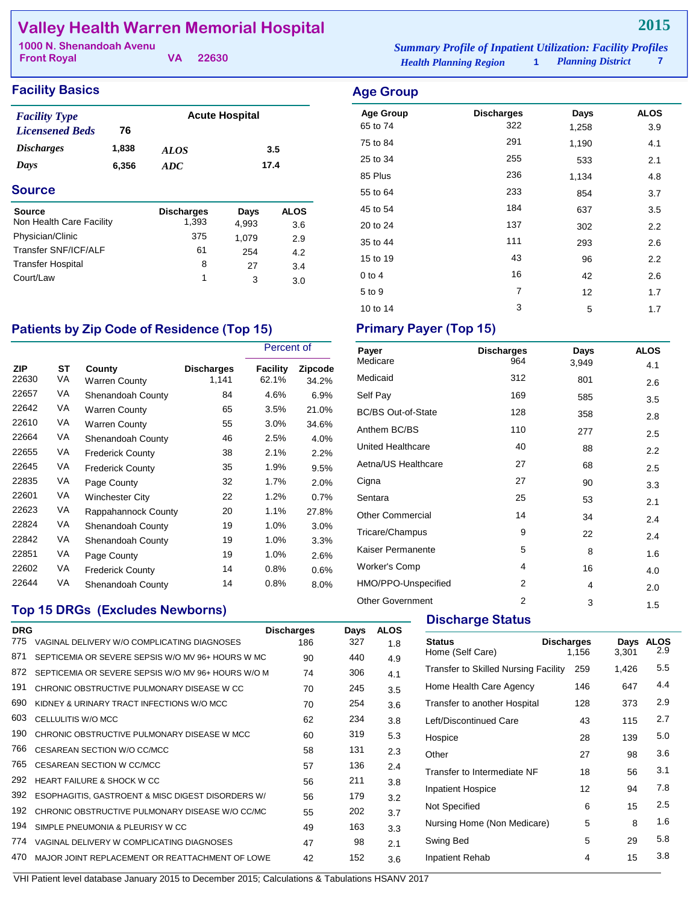# Valley Health Warren Memorial Hospital

**2015**

1000 N. Shenandoah Avenu
Front Royal VA 22630

*Summary Profile of Inpatient Utilization: Facility Profiles*
*Health Planning Region* 1 *Planning District* 7

## Facility Basics

| | | | |
|---|---|---|---|
| *Facility Type* | | Acute Hospital | |
| *Licensened Beds* | 76 | | |
| *Discharges* | 1,838 | *ALOS* | 3.5 |
| *Days* | 6,356 | *ADC* | 17.4 |

## Source

| Source | Discharges | Days | ALOS |
|---|---|---|---|
| Non Health Care Facility | 1,393 | 4,993 | 3.6 |
| Physician/Clinic | 375 | 1,079 | 2.9 |
| Transfer SNF/ICF/ALF | 61 | 254 | 4.2 |
| Transfer Hospital | 8 | 27 | 3.4 |
| Court/Law | 1 | 3 | 3.0 |

## Age Group

| Age Group | Discharges | Days | ALOS |
|---|---|---|---|
| 65 to 74 | 322 | 1,258 | 3.9 |
| 75 to 84 | 291 | 1,190 | 4.1 |
| 25 to 34 | 255 | 533 | 2.1 |
| 85 Plus | 236 | 1,134 | 4.8 |
| 55 to 64 | 233 | 854 | 3.7 |
| 45 to 54 | 184 | 637 | 3.5 |
| 20 to 24 | 137 | 302 | 2.2 |
| 35 to 44 | 111 | 293 | 2.6 |
| 15 to 19 | 43 | 96 | 2.2 |
| 0 to 4 | 16 | 42 | 2.6 |
| 5 to 9 | 7 | 12 | 1.7 |
| 10 to 14 | 3 | 5 | 1.7 |

## Patients by Zip Code of Residence (Top 15)

| | | | | Percent of | |
|---|---|---|---|---|---|
| ZIP | ST | County | Discharges | Facility | Zipcode |
| 22630 | VA | Warren County | 1,141 | 62.1% | 34.2% |
| 22657 | VA | Shenandoah County | 84 | 4.6% | 6.9% |
| 22642 | VA | Warren County | 65 | 3.5% | 21.0% |
| 22610 | VA | Warren County | 55 | 3.0% | 34.6% |
| 22664 | VA | Shenandoah County | 46 | 2.5% | 4.0% |
| 22655 | VA | Frederick County | 38 | 2.1% | 2.2% |
| 22645 | VA | Frederick County | 35 | 1.9% | 9.5% |
| 22835 | VA | Page County | 32 | 1.7% | 2.0% |
| 22601 | VA | Winchester City | 22 | 1.2% | 0.7% |
| 22623 | VA | Rappahannock County | 20 | 1.1% | 27.8% |
| 22824 | VA | Shenandoah County | 19 | 1.0% | 3.0% |
| 22842 | VA | Shenandoah County | 19 | 1.0% | 3.3% |
| 22851 | VA | Page County | 19 | 1.0% | 2.6% |
| 22602 | VA | Frederick County | 14 | 0.8% | 0.6% |
| 22644 | VA | Shenandoah County | 14 | 0.8% | 8.0% |

## Primary Payer (Top 15)

| Payer | Discharges | Days | ALOS |
|---|---|---|---|
| Medicare | 964 | 3,949 | 4.1 |
| Medicaid | 312 | 801 | 2.6 |
| Self Pay | 169 | 585 | 3.5 |
| BC/BS Out-of-State | 128 | 358 | 2.8 |
| Anthem BC/BS | 110 | 277 | 2.5 |
| United Healthcare | 40 | 88 | 2.2 |
| Aetna/US Healthcare | 27 | 68 | 2.5 |
| Cigna | 27 | 90 | 3.3 |
| Sentara | 25 | 53 | 2.1 |
| Other Commercial | 14 | 34 | 2.4 |
| Tricare/Champus | 9 | 22 | 2.4 |
| Kaiser Permanente | 5 | 8 | 1.6 |
| Worker's Comp | 4 | 16 | 4.0 |
| HMO/PPO-Unspecified | 2 | 4 | 2.0 |
| Other Government | 2 | 3 | 1.5 |

## Top 15 DRGs (Excludes Newborns)

| DRG | | Discharges | Days | ALOS |
|---|---|---|---|---|
| 775 | VAGINAL DELIVERY W/O COMPLICATING DIAGNOSES | 186 | 327 | 1.8 |
| 871 | SEPTICEMIA OR SEVERE SEPSIS W/O MV 96+ HOURS W MC | 90 | 440 | 4.9 |
| 872 | SEPTICEMIA OR SEVERE SEPSIS W/O MV 96+ HOURS W/O M | 74 | 306 | 4.1 |
| 191 | CHRONIC OBSTRUCTIVE PULMONARY DISEASE W CC | 70 | 245 | 3.5 |
| 690 | KIDNEY & URINARY TRACT INFECTIONS W/O MCC | 70 | 254 | 3.6 |
| 603 | CELLULITIS W/O MCC | 62 | 234 | 3.8 |
| 190 | CHRONIC OBSTRUCTIVE PULMONARY DISEASE W MCC | 60 | 319 | 5.3 |
| 766 | CESAREAN SECTION W/O CC/MCC | 58 | 131 | 2.3 |
| 765 | CESAREAN SECTION W CC/MCC | 57 | 136 | 2.4 |
| 292 | HEART FAILURE & SHOCK W CC | 56 | 211 | 3.8 |
| 392 | ESOPHAGITIS, GASTROENT & MISC DIGEST DISORDERS W/ | 56 | 179 | 3.2 |
| 192 | CHRONIC OBSTRUCTIVE PULMONARY DISEASE W/O CC/MC | 55 | 202 | 3.7 |
| 194 | SIMPLE PNEUMONIA & PLEURISY W CC | 49 | 163 | 3.3 |
| 774 | VAGINAL DELIVERY W COMPLICATING DIAGNOSES | 47 | 98 | 2.1 |
| 470 | MAJOR JOINT REPLACEMENT OR REATTACHMENT OF LOWE | 42 | 152 | 3.6 |

## Discharge Status

| Status | Discharges | Days | ALOS |
|---|---|---|---|
| Home (Self Care) | 1,156 | 3,301 | 2.9 |
| Transfer to Skilled Nursing Facility | 259 | 1,426 | 5.5 |
| Home Health Care Agency | 146 | 647 | 4.4 |
| Transfer to another Hospital | 128 | 373 | 2.9 |
| Left/Discontinued Care | 43 | 115 | 2.7 |
| Hospice | 28 | 139 | 5.0 |
| Other | 27 | 98 | 3.6 |
| Transfer to Intermediate NF | 18 | 56 | 3.1 |
| Inpatient Hospice | 12 | 94 | 7.8 |
| Not Specified | 6 | 15 | 2.5 |
| Nursing Home (Non Medicare) | 5 | 8 | 1.6 |
| Swing Bed | 5 | 29 | 5.8 |
| Inpatient Rehab | 4 | 15 | 3.8 |

VHI Patient level database January 2015 to December 2015; Calculations & Tabulations HSANV 2017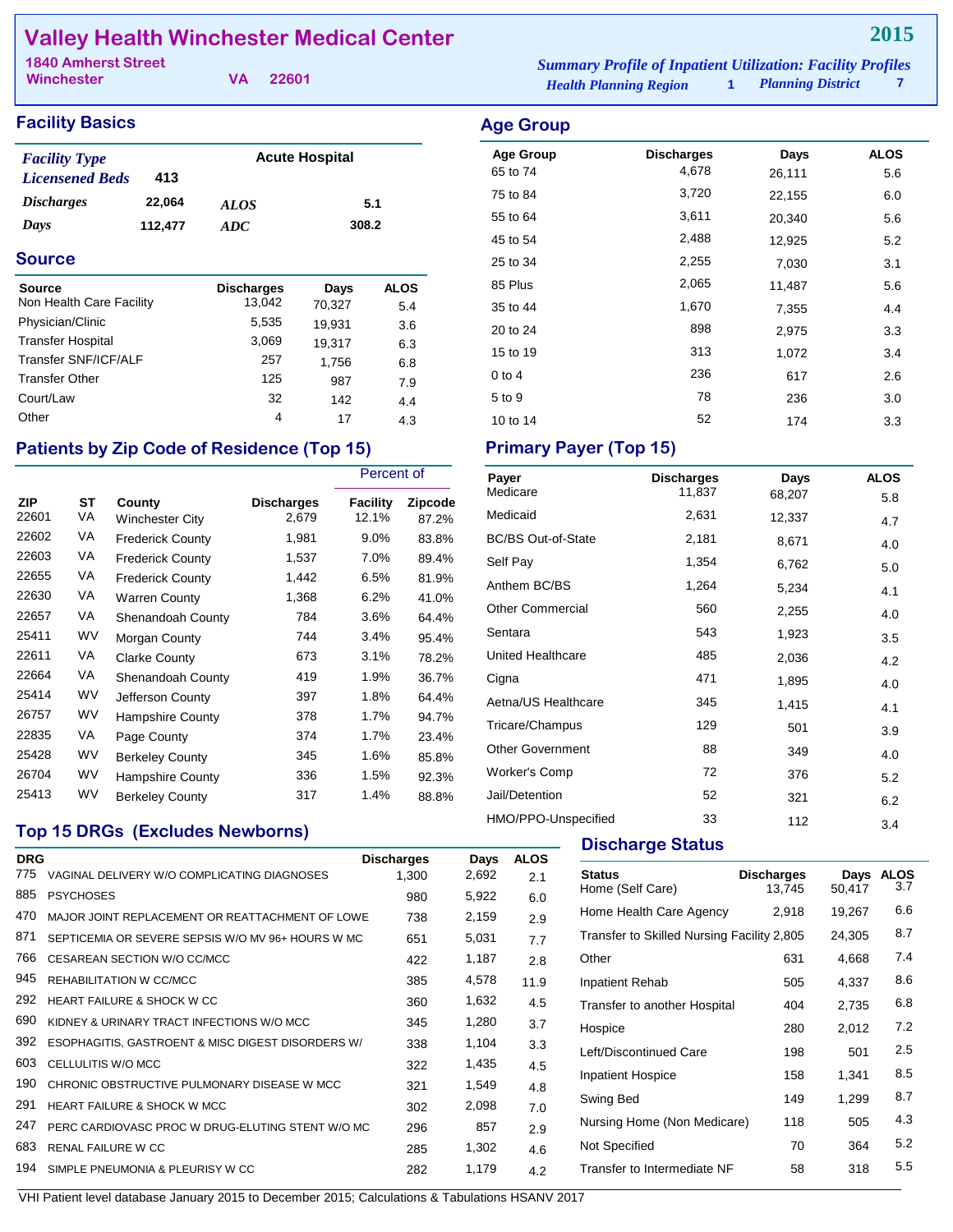# Valley Health Winchester Medical Center

**2015**

1840 Amherst Street
Winchester VA 22601

*Summary Profile of Inpatient Utilization: Facility Profiles*
*Health Planning Region* 1 *Planning District* 7

## Facility Basics

| | | | |
|---|---|---|---|
| *Facility Type* | | Acute Hospital | |
| *Licensened Beds* | 413 | | |
| *Discharges* | 22,064 | *ALOS* | 5.1 |
| *Days* | 112,477 | *ADC* | 308.2 |

## Source

| Source | Discharges | Days | ALOS |
|---|---|---|---|
| Non Health Care Facility | 13,042 | 70,327 | 5.4 |
| Physician/Clinic | 5,535 | 19,931 | 3.6 |
| Transfer Hospital | 3,069 | 19,317 | 6.3 |
| Transfer SNF/ICF/ALF | 257 | 1,756 | 6.8 |
| Transfer Other | 125 | 987 | 7.9 |
| Court/Law | 32 | 142 | 4.4 |
| Other | 4 | 17 | 4.3 |

## Age Group

| Age Group | Discharges | Days | ALOS |
|---|---|---|---|
| 65 to 74 | 4,678 | 26,111 | 5.6 |
| 75 to 84 | 3,720 | 22,155 | 6.0 |
| 55 to 64 | 3,611 | 20,340 | 5.6 |
| 45 to 54 | 2,488 | 12,925 | 5.2 |
| 25 to 34 | 2,255 | 7,030 | 3.1 |
| 85 Plus | 2,065 | 11,487 | 5.6 |
| 35 to 44 | 1,670 | 7,355 | 4.4 |
| 20 to 24 | 898 | 2,975 | 3.3 |
| 15 to 19 | 313 | 1,072 | 3.4 |
| 0 to 4 | 236 | 617 | 2.6 |
| 5 to 9 | 78 | 236 | 3.0 |
| 10 to 14 | 52 | 174 | 3.3 |

## Patients by Zip Code of Residence (Top 15)

| | | | | Percent of | |
|---|---|---|---|---|---|
| ZIP | ST | County | Discharges | Facility | Zipcode |
| 22601 | VA | Winchester City | 2,679 | 12.1% | 87.2% |
| 22602 | VA | Frederick County | 1,981 | 9.0% | 83.8% |
| 22603 | VA | Frederick County | 1,537 | 7.0% | 89.4% |
| 22655 | VA | Frederick County | 1,442 | 6.5% | 81.9% |
| 22630 | VA | Warren County | 1,368 | 6.2% | 41.0% |
| 22657 | VA | Shenandoah County | 784 | 3.6% | 64.4% |
| 25411 | WV | Morgan County | 744 | 3.4% | 95.4% |
| 22611 | VA | Clarke County | 673 | 3.1% | 78.2% |
| 22664 | VA | Shenandoah County | 419 | 1.9% | 36.7% |
| 25414 | WV | Jefferson County | 397 | 1.8% | 64.4% |
| 26757 | WV | Hampshire County | 378 | 1.7% | 94.7% |
| 22835 | VA | Page County | 374 | 1.7% | 23.4% |
| 25428 | WV | Berkeley County | 345 | 1.6% | 85.8% |
| 26704 | WV | Hampshire County | 336 | 1.5% | 92.3% |
| 25413 | WV | Berkeley County | 317 | 1.4% | 88.8% |

## Primary Payer (Top 15)

| Payer | Discharges | Days | ALOS |
|---|---|---|---|
| Medicare | 11,837 | 68,207 | 5.8 |
| Medicaid | 2,631 | 12,337 | 4.7 |
| BC/BS Out-of-State | 2,181 | 8,671 | 4.0 |
| Self Pay | 1,354 | 6,762 | 5.0 |
| Anthem BC/BS | 1,264 | 5,234 | 4.1 |
| Other Commercial | 560 | 2,255 | 4.0 |
| Sentara | 543 | 1,923 | 3.5 |
| United Healthcare | 485 | 2,036 | 4.2 |
| Cigna | 471 | 1,895 | 4.0 |
| Aetna/US Healthcare | 345 | 1,415 | 4.1 |
| Tricare/Champus | 129 | 501 | 3.9 |
| Other Government | 88 | 349 | 4.0 |
| Worker's Comp | 72 | 376 | 5.2 |
| Jail/Detention | 52 | 321 | 6.2 |
| HMO/PPO-Unspecified | 33 | 112 | 3.4 |

## Top 15 DRGs (Excludes Newborns)

| DRG | | Discharges | Days | ALOS |
|---|---|---|---|---|
| 775 | VAGINAL DELIVERY W/O COMPLICATING DIAGNOSES | 1,300 | 2,692 | 2.1 |
| 885 | PSYCHOSES | 980 | 5,922 | 6.0 |
| 470 | MAJOR JOINT REPLACEMENT OR REATTACHMENT OF LOWE | 738 | 2,159 | 2.9 |
| 871 | SEPTICEMIA OR SEVERE SEPSIS W/O MV 96+ HOURS W MC | 651 | 5,031 | 7.7 |
| 766 | CESAREAN SECTION W/O CC/MCC | 422 | 1,187 | 2.8 |
| 945 | REHABILITATION W CC/MCC | 385 | 4,578 | 11.9 |
| 292 | HEART FAILURE & SHOCK W CC | 360 | 1,632 | 4.5 |
| 690 | KIDNEY & URINARY TRACT INFECTIONS W/O MCC | 345 | 1,280 | 3.7 |
| 392 | ESOPHAGITIS, GASTROENT & MISC DIGEST DISORDERS W/ | 338 | 1,104 | 3.3 |
| 603 | CELLULITIS W/O MCC | 322 | 1,435 | 4.5 |
| 190 | CHRONIC OBSTRUCTIVE PULMONARY DISEASE W MCC | 321 | 1,549 | 4.8 |
| 291 | HEART FAILURE & SHOCK W MCC | 302 | 2,098 | 7.0 |
| 247 | PERC CARDIOVASC PROC W DRUG-ELUTING STENT W/O MC | 296 | 857 | 2.9 |
| 683 | RENAL FAILURE W CC | 285 | 1,302 | 4.6 |
| 194 | SIMPLE PNEUMONIA & PLEURISY W CC | 282 | 1,179 | 4.2 |

## Discharge Status

| Status | Discharges | Days | ALOS |
|---|---|---|---|
| Home (Self Care) | 13,745 | 50,417 | 3.7 |
| Home Health Care Agency | 2,918 | 19,267 | 6.6 |
| Transfer to Skilled Nursing Facility | 2,805 | 24,305 | 8.7 |
| Other | 631 | 4,668 | 7.4 |
| Inpatient Rehab | 505 | 4,337 | 8.6 |
| Transfer to another Hospital | 404 | 2,735 | 6.8 |
| Hospice | 280 | 2,012 | 7.2 |
| Left/Discontinued Care | 198 | 501 | 2.5 |
| Inpatient Hospice | 158 | 1,341 | 8.5 |
| Swing Bed | 149 | 1,299 | 8.7 |
| Nursing Home (Non Medicare) | 118 | 505 | 4.3 |
| Not Specified | 70 | 364 | 5.2 |
| Transfer to Intermediate NF | 58 | 318 | 5.5 |

VHI Patient level database January 2015 to December 2015; Calculations & Tabulations HSANV 2017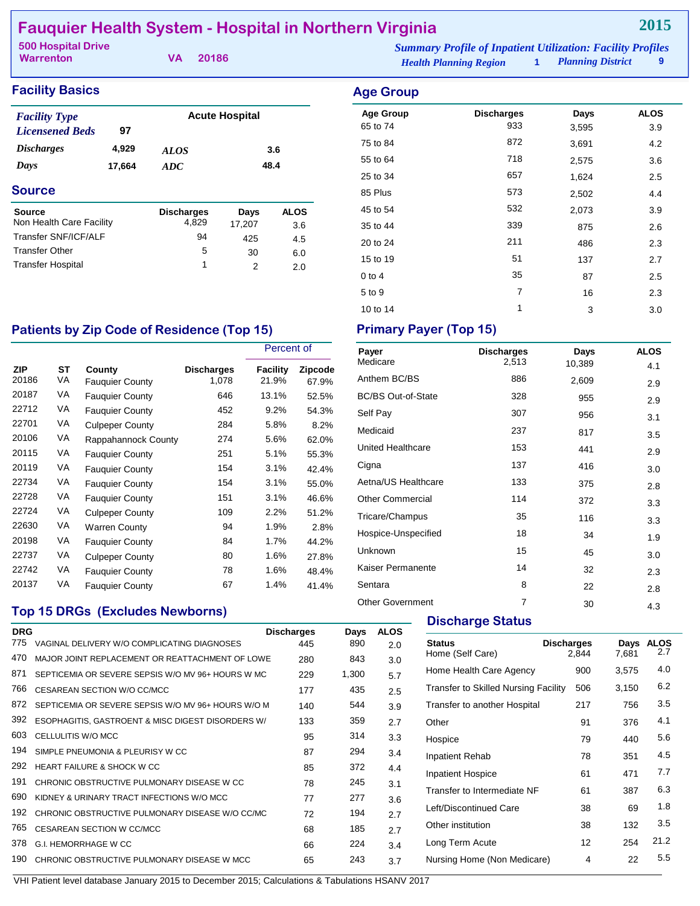# Fauquier Health System - Hospital in Northern Virginia

**2015**

500 Hospital Drive
Warrenton VA 20186

*Summary Profile of Inpatient Utilization: Facility Profiles*
*Health Planning Region* 1 *Planning District* 9

## Facility Basics

| | | | |
|---|---|---|---|
| *Facility Type* | | Acute Hospital | |
| *Licensened Beds* | 97 | | |
| *Discharges* | 4,929 | *ALOS* | 3.6 |
| *Days* | 17,664 | *ADC* | 48.4 |

## Source

| Source | Discharges | Days | ALOS |
|---|---|---|---|
| Non Health Care Facility | 4,829 | 17,207 | 3.6 |
| Transfer SNF/ICF/ALF | 94 | 425 | 4.5 |
| Transfer Other | 5 | 30 | 6.0 |
| Transfer Hospital | 1 | 2 | 2.0 |

## Age Group

| Age Group | Discharges | Days | ALOS |
|---|---|---|---|
| 65 to 74 | 933 | 3,595 | 3.9 |
| 75 to 84 | 872 | 3,691 | 4.2 |
| 55 to 64 | 718 | 2,575 | 3.6 |
| 25 to 34 | 657 | 1,624 | 2.5 |
| 85 Plus | 573 | 2,502 | 4.4 |
| 45 to 54 | 532 | 2,073 | 3.9 |
| 35 to 44 | 339 | 875 | 2.6 |
| 20 to 24 | 211 | 486 | 2.3 |
| 15 to 19 | 51 | 137 | 2.7 |
| 0 to 4 | 35 | 87 | 2.5 |
| 5 to 9 | 7 | 16 | 2.3 |
| 10 to 14 | 1 | 3 | 3.0 |

## Patients by Zip Code of Residence (Top 15)

| | | | | Percent of | |
|---|---|---|---|---|---|
| ZIP | ST | County | Discharges | Facility | Zipcode |
| 20186 | VA | Fauquier County | 1,078 | 21.9% | 67.9% |
| 20187 | VA | Fauquier County | 646 | 13.1% | 52.5% |
| 22712 | VA | Fauquier County | 452 | 9.2% | 54.3% |
| 22701 | VA | Culpeper County | 284 | 5.8% | 8.2% |
| 20106 | VA | Rappahannock County | 274 | 5.6% | 62.0% |
| 20115 | VA | Fauquier County | 251 | 5.1% | 55.3% |
| 20119 | VA | Fauquier County | 154 | 3.1% | 42.4% |
| 22734 | VA | Fauquier County | 154 | 3.1% | 55.0% |
| 22728 | VA | Fauquier County | 151 | 3.1% | 46.6% |
| 22724 | VA | Culpeper County | 109 | 2.2% | 51.2% |
| 22630 | VA | Warren County | 94 | 1.9% | 2.8% |
| 20198 | VA | Fauquier County | 84 | 1.7% | 44.2% |
| 22737 | VA | Culpeper County | 80 | 1.6% | 27.8% |
| 22742 | VA | Fauquier County | 78 | 1.6% | 48.4% |
| 20137 | VA | Fauquier County | 67 | 1.4% | 41.4% |

## Primary Payer (Top 15)

| Payer | Discharges | Days | ALOS |
|---|---|---|---|
| Medicare | 2,513 | 10,389 | 4.1 |
| Anthem BC/BS | 886 | 2,609 | 2.9 |
| BC/BS Out-of-State | 328 | 955 | 2.9 |
| Self Pay | 307 | 956 | 3.1 |
| Medicaid | 237 | 817 | 3.5 |
| United Healthcare | 153 | 441 | 2.9 |
| Cigna | 137 | 416 | 3.0 |
| Aetna/US Healthcare | 133 | 375 | 2.8 |
| Other Commercial | 114 | 372 | 3.3 |
| Tricare/Champus | 35 | 116 | 3.3 |
| Hospice-Unspecified | 18 | 34 | 1.9 |
| Unknown | 15 | 45 | 3.0 |
| Kaiser Permanente | 14 | 32 | 2.3 |
| Sentara | 8 | 22 | 2.8 |
| Other Government | 7 | 30 | 4.3 |

## Top 15 DRGs (Excludes Newborns)

| DRG | | Discharges | Days | ALOS |
|---|---|---|---|---|
| 775 | VAGINAL DELIVERY W/O COMPLICATING DIAGNOSES | 445 | 890 | 2.0 |
| 470 | MAJOR JOINT REPLACEMENT OR REATTACHMENT OF LOWE | 280 | 843 | 3.0 |
| 871 | SEPTICEMIA OR SEVERE SEPSIS W/O MV 96+ HOURS W MC | 229 | 1,300 | 5.7 |
| 766 | CESAREAN SECTION W/O CC/MCC | 177 | 435 | 2.5 |
| 872 | SEPTICEMIA OR SEVERE SEPSIS W/O MV 96+ HOURS W/O M | 140 | 544 | 3.9 |
| 392 | ESOPHAGITIS, GASTROENT & MISC DIGEST DISORDERS W/ | 133 | 359 | 2.7 |
| 603 | CELLULITIS W/O MCC | 95 | 314 | 3.3 |
| 194 | SIMPLE PNEUMONIA & PLEURISY W CC | 87 | 294 | 3.4 |
| 292 | HEART FAILURE & SHOCK W CC | 85 | 372 | 4.4 |
| 191 | CHRONIC OBSTRUCTIVE PULMONARY DISEASE W CC | 78 | 245 | 3.1 |
| 690 | KIDNEY & URINARY TRACT INFECTIONS W/O MCC | 77 | 277 | 3.6 |
| 192 | CHRONIC OBSTRUCTIVE PULMONARY DISEASE W/O CC/MC | 72 | 194 | 2.7 |
| 765 | CESAREAN SECTION W CC/MCC | 68 | 185 | 2.7 |
| 378 | G.I. HEMORRHAGE W CC | 66 | 224 | 3.4 |
| 190 | CHRONIC OBSTRUCTIVE PULMONARY DISEASE W MCC | 65 | 243 | 3.7 |

## Discharge Status

| Status | Discharges | Days | ALOS |
|---|---|---|---|
| Home (Self Care) | 2,844 | 7,681 | 2.7 |
| Home Health Care Agency | 900 | 3,575 | 4.0 |
| Transfer to Skilled Nursing Facility | 506 | 3,150 | 6.2 |
| Transfer to another Hospital | 217 | 756 | 3.5 |
| Other | 91 | 376 | 4.1 |
| Hospice | 79 | 440 | 5.6 |
| Inpatient Rehab | 78 | 351 | 4.5 |
| Inpatient Hospice | 61 | 471 | 7.7 |
| Transfer to Intermediate NF | 61 | 387 | 6.3 |
| Left/Discontinued Care | 38 | 69 | 1.8 |
| Other institution | 38 | 132 | 3.5 |
| Long Term Acute | 12 | 254 | 21.2 |
| Nursing Home (Non Medicare) | 4 | 22 | 5.5 |

VHI Patient level database January 2015 to December 2015; Calculations & Tabulations HSANV 2017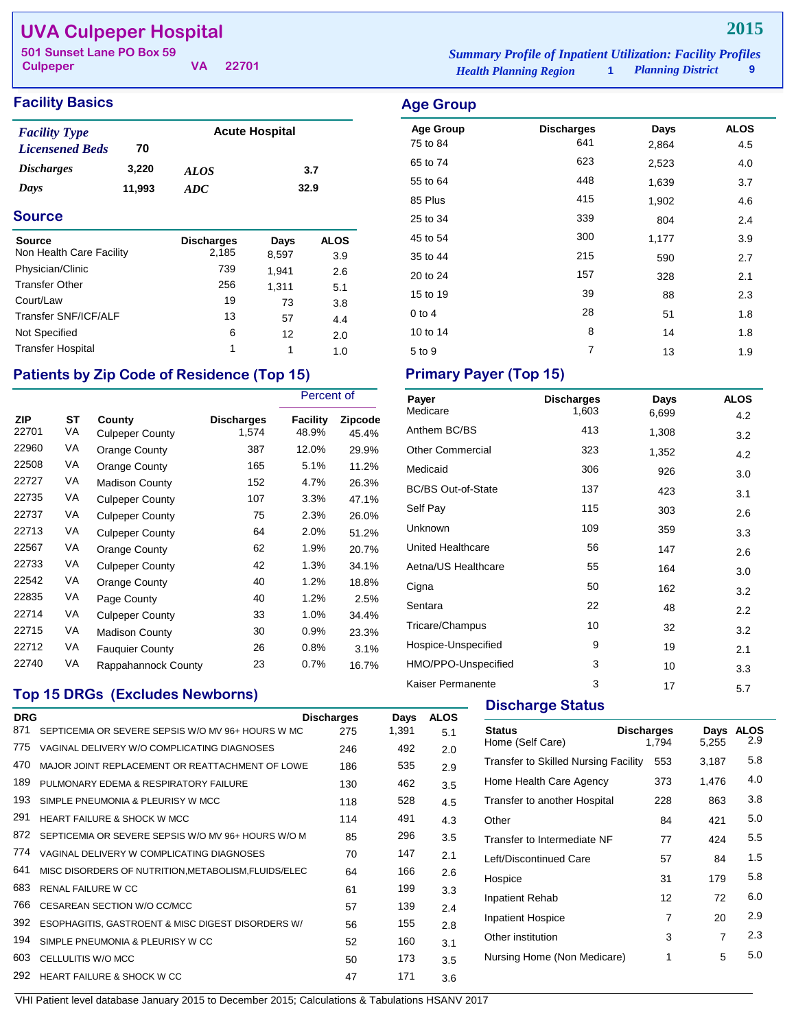# UVA Culpeper Hospital

**2015**

501 Sunset Lane PO Box 59
Culpeper VA 22701

*Summary Profile of Inpatient Utilization: Facility Profiles*
*Health Planning Region* 1 *Planning District* 9

## Facility Basics

| | | | |
|---|---|---|---|
| *Facility Type* | | Acute Hospital | |
| *Licensened Beds* | 70 | | |
| *Discharges* | 3,220 | *ALOS* | 3.7 |
| *Days* | 11,993 | *ADC* | 32.9 |

## Source

| Source | Discharges | Days | ALOS |
|---|---|---|---|
| Non Health Care Facility | 2,185 | 8,597 | 3.9 |
| Physician/Clinic | 739 | 1,941 | 2.6 |
| Transfer Other | 256 | 1,311 | 5.1 |
| Court/Law | 19 | 73 | 3.8 |
| Transfer SNF/ICF/ALF | 13 | 57 | 4.4 |
| Not Specified | 6 | 12 | 2.0 |
| Transfer Hospital | 1 | 1 | 1.0 |

## Age Group

| Age Group | Discharges | Days | ALOS |
|---|---|---|---|
| 75 to 84 | 641 | 2,864 | 4.5 |
| 65 to 74 | 623 | 2,523 | 4.0 |
| 55 to 64 | 448 | 1,639 | 3.7 |
| 85 Plus | 415 | 1,902 | 4.6 |
| 25 to 34 | 339 | 804 | 2.4 |
| 45 to 54 | 300 | 1,177 | 3.9 |
| 35 to 44 | 215 | 590 | 2.7 |
| 20 to 24 | 157 | 328 | 2.1 |
| 15 to 19 | 39 | 88 | 2.3 |
| 0 to 4 | 28 | 51 | 1.8 |
| 10 to 14 | 8 | 14 | 1.8 |
| 5 to 9 | 7 | 13 | 1.9 |

## Patients by Zip Code of Residence (Top 15)

| | | | | Percent of | |
|---|---|---|---|---|---|
| ZIP | ST | County | Discharges | Facility | Zipcode |
| 22701 | VA | Culpeper County | 1,574 | 48.9% | 45.4% |
| 22960 | VA | Orange County | 387 | 12.0% | 29.9% |
| 22508 | VA | Orange County | 165 | 5.1% | 11.2% |
| 22727 | VA | Madison County | 152 | 4.7% | 26.3% |
| 22735 | VA | Culpeper County | 107 | 3.3% | 47.1% |
| 22737 | VA | Culpeper County | 75 | 2.3% | 26.0% |
| 22713 | VA | Culpeper County | 64 | 2.0% | 51.2% |
| 22567 | VA | Orange County | 62 | 1.9% | 20.7% |
| 22733 | VA | Culpeper County | 42 | 1.3% | 34.1% |
| 22542 | VA | Orange County | 40 | 1.2% | 18.8% |
| 22835 | VA | Page County | 40 | 1.2% | 2.5% |
| 22714 | VA | Culpeper County | 33 | 1.0% | 34.4% |
| 22715 | VA | Madison County | 30 | 0.9% | 23.3% |
| 22712 | VA | Fauquier County | 26 | 0.8% | 3.1% |
| 22740 | VA | Rappahannock County | 23 | 0.7% | 16.7% |

## Primary Payer (Top 15)

| Payer | Discharges | Days | ALOS |
|---|---|---|---|
| Medicare | 1,603 | 6,699 | 4.2 |
| Anthem BC/BS | 413 | 1,308 | 3.2 |
| Other Commercial | 323 | 1,352 | 4.2 |
| Medicaid | 306 | 926 | 3.0 |
| BC/BS Out-of-State | 137 | 423 | 3.1 |
| Self Pay | 115 | 303 | 2.6 |
| Unknown | 109 | 359 | 3.3 |
| United Healthcare | 56 | 147 | 2.6 |
| Aetna/US Healthcare | 55 | 164 | 3.0 |
| Cigna | 50 | 162 | 3.2 |
| Sentara | 22 | 48 | 2.2 |
| Tricare/Champus | 10 | 32 | 3.2 |
| Hospice-Unspecified | 9 | 19 | 2.1 |
| HMO/PPO-Unspecified | 3 | 10 | 3.3 |
| Kaiser Permanente | 3 | 17 | 5.7 |

## Top 15 DRGs (Excludes Newborns)

| DRG | | Discharges | Days | ALOS |
|---|---|---|---|---|
| 871 | SEPTICEMIA OR SEVERE SEPSIS W/O MV 96+ HOURS W MC | 275 | 1,391 | 5.1 |
| 775 | VAGINAL DELIVERY W/O COMPLICATING DIAGNOSES | 246 | 492 | 2.0 |
| 470 | MAJOR JOINT REPLACEMENT OR REATTACHMENT OF LOWE | 186 | 535 | 2.9 |
| 189 | PULMONARY EDEMA & RESPIRATORY FAILURE | 130 | 462 | 3.5 |
| 193 | SIMPLE PNEUMONIA & PLEURISY W MCC | 118 | 528 | 4.5 |
| 291 | HEART FAILURE & SHOCK W MCC | 114 | 491 | 4.3 |
| 872 | SEPTICEMIA OR SEVERE SEPSIS W/O MV 96+ HOURS W/O M | 85 | 296 | 3.5 |
| 774 | VAGINAL DELIVERY W COMPLICATING DIAGNOSES | 70 | 147 | 2.1 |
| 641 | MISC DISORDERS OF NUTRITION,METABOLISM,FLUIDS/ELEC | 64 | 166 | 2.6 |
| 683 | RENAL FAILURE W CC | 61 | 199 | 3.3 |
| 766 | CESAREAN SECTION W/O CC/MCC | 57 | 139 | 2.4 |
| 392 | ESOPHAGITIS, GASTROENT & MISC DIGEST DISORDERS W/ | 56 | 155 | 2.8 |
| 194 | SIMPLE PNEUMONIA & PLEURISY W CC | 52 | 160 | 3.1 |
| 603 | CELLULITIS W/O MCC | 50 | 173 | 3.5 |
| 292 | HEART FAILURE & SHOCK W CC | 47 | 171 | 3.6 |

## Discharge Status

| Status | Discharges | Days | ALOS |
|---|---|---|---|
| Home (Self Care) | 1,794 | 5,255 | 2.9 |
| Transfer to Skilled Nursing Facility | 553 | 3,187 | 5.8 |
| Home Health Care Agency | 373 | 1,476 | 4.0 |
| Transfer to another Hospital | 228 | 863 | 3.8 |
| Other | 84 | 421 | 5.0 |
| Transfer to Intermediate NF | 77 | 424 | 5.5 |
| Left/Discontinued Care | 57 | 84 | 1.5 |
| Hospice | 31 | 179 | 5.8 |
| Inpatient Rehab | 12 | 72 | 6.0 |
| Inpatient Hospice | 7 | 20 | 2.9 |
| Other institution | 3 | 7 | 2.3 |
| Nursing Home (Non Medicare) | 1 | 5 | 5.0 |

VHI Patient level database January 2015 to December 2015; Calculations & Tabulations HSANV 2017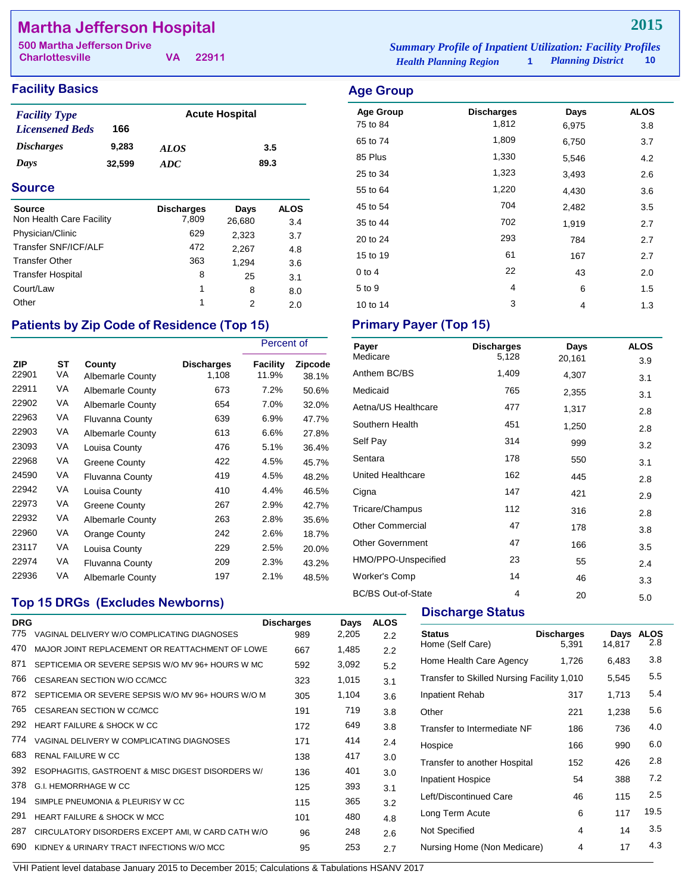# Martha Jefferson Hospital

**2015**

500 Martha Jefferson Drive
Charlottesville VA 22911

*Summary Profile of Inpatient Utilization: Facility Profiles*
*Health Planning Region* 1 *Planning District* 10

## Facility Basics

| | | | |
|---|---|---|---|
| *Facility Type* | | Acute Hospital | |
| *Licensened Beds* | 166 | | |
| *Discharges* | 9,283 | *ALOS* | 3.5 |
| *Days* | 32,599 | *ADC* | 89.3 |

## Source

| Source | Discharges | Days | ALOS |
|---|---|---|---|
| Non Health Care Facility | 7,809 | 26,680 | 3.4 |
| Physician/Clinic | 629 | 2,323 | 3.7 |
| Transfer SNF/ICF/ALF | 472 | 2,267 | 4.8 |
| Transfer Other | 363 | 1,294 | 3.6 |
| Transfer Hospital | 8 | 25 | 3.1 |
| Court/Law | 1 | 8 | 8.0 |
| Other | 1 | 2 | 2.0 |

## Age Group

| Age Group | Discharges | Days | ALOS |
|---|---|---|---|
| 75 to 84 | 1,812 | 6,975 | 3.8 |
| 65 to 74 | 1,809 | 6,750 | 3.7 |
| 85 Plus | 1,330 | 5,546 | 4.2 |
| 25 to 34 | 1,323 | 3,493 | 2.6 |
| 55 to 64 | 1,220 | 4,430 | 3.6 |
| 45 to 54 | 704 | 2,482 | 3.5 |
| 35 to 44 | 702 | 1,919 | 2.7 |
| 20 to 24 | 293 | 784 | 2.7 |
| 15 to 19 | 61 | 167 | 2.7 |
| 0 to 4 | 22 | 43 | 2.0 |
| 5 to 9 | 4 | 6 | 1.5 |
| 10 to 14 | 3 | 4 | 1.3 |

## Patients by Zip Code of Residence (Top 15)

| | | | | Percent of | |
|---|---|---|---|---|---|
| ZIP | ST | County | Discharges | Facility | Zipcode |
| 22901 | VA | Albemarle County | 1,108 | 11.9% | 38.1% |
| 22911 | VA | Albemarle County | 673 | 7.2% | 50.6% |
| 22902 | VA | Albemarle County | 654 | 7.0% | 32.0% |
| 22963 | VA | Fluvanna County | 639 | 6.9% | 47.7% |
| 22903 | VA | Albemarle County | 613 | 6.6% | 27.8% |
| 23093 | VA | Louisa County | 476 | 5.1% | 36.4% |
| 22968 | VA | Greene County | 422 | 4.5% | 45.7% |
| 24590 | VA | Fluvanna County | 419 | 4.5% | 48.2% |
| 22942 | VA | Louisa County | 410 | 4.4% | 46.5% |
| 22973 | VA | Greene County | 267 | 2.9% | 42.7% |
| 22932 | VA | Albemarle County | 263 | 2.8% | 35.6% |
| 22960 | VA | Orange County | 242 | 2.6% | 18.7% |
| 23117 | VA | Louisa County | 229 | 2.5% | 20.0% |
| 22974 | VA | Fluvanna County | 209 | 2.3% | 43.2% |
| 22936 | VA | Albemarle County | 197 | 2.1% | 48.5% |

## Primary Payer (Top 15)

| Payer | Discharges | Days | ALOS |
|---|---|---|---|
| Medicare | 5,128 | 20,161 | 3.9 |
| Anthem BC/BS | 1,409 | 4,307 | 3.1 |
| Medicaid | 765 | 2,355 | 3.1 |
| Aetna/US Healthcare | 477 | 1,317 | 2.8 |
| Southern Health | 451 | 1,250 | 2.8 |
| Self Pay | 314 | 999 | 3.2 |
| Sentara | 178 | 550 | 3.1 |
| United Healthcare | 162 | 445 | 2.8 |
| Cigna | 147 | 421 | 2.9 |
| Tricare/Champus | 112 | 316 | 2.8 |
| Other Commercial | 47 | 178 | 3.8 |
| Other Government | 47 | 166 | 3.5 |
| HMO/PPO-Unspecified | 23 | 55 | 2.4 |
| Worker's Comp | 14 | 46 | 3.3 |
| BC/BS Out-of-State | 4 | 20 | 5.0 |

## Top 15 DRGs (Excludes Newborns)

| DRG | | Discharges | Days | ALOS |
|---|---|---|---|---|
| 775 | VAGINAL DELIVERY W/O COMPLICATING DIAGNOSES | 989 | 2,205 | 2.2 |
| 470 | MAJOR JOINT REPLACEMENT OR REATTACHMENT OF LOWE | 667 | 1,485 | 2.2 |
| 871 | SEPTICEMIA OR SEVERE SEPSIS W/O MV 96+ HOURS W MC | 592 | 3,092 | 5.2 |
| 766 | CESAREAN SECTION W/O CC/MCC | 323 | 1,015 | 3.1 |
| 872 | SEPTICEMIA OR SEVERE SEPSIS W/O MV 96+ HOURS W/O M | 305 | 1,104 | 3.6 |
| 765 | CESAREAN SECTION W CC/MCC | 191 | 719 | 3.8 |
| 292 | HEART FAILURE & SHOCK W CC | 172 | 649 | 3.8 |
| 774 | VAGINAL DELIVERY W COMPLICATING DIAGNOSES | 171 | 414 | 2.4 |
| 683 | RENAL FAILURE W CC | 138 | 417 | 3.0 |
| 392 | ESOPHAGITIS, GASTROENT & MISC DIGEST DISORDERS W/ | 136 | 401 | 3.0 |
| 378 | G.I. HEMORRHAGE W CC | 125 | 393 | 3.1 |
| 194 | SIMPLE PNEUMONIA & PLEURISY W CC | 115 | 365 | 3.2 |
| 291 | HEART FAILURE & SHOCK W MCC | 101 | 480 | 4.8 |
| 287 | CIRCULATORY DISORDERS EXCEPT AMI, W CARD CATH W/O | 96 | 248 | 2.6 |
| 690 | KIDNEY & URINARY TRACT INFECTIONS W/O MCC | 95 | 253 | 2.7 |

## Discharge Status

| Status | Discharges | Days | ALOS |
|---|---|---|---|
| Home (Self Care) | 5,391 | 14,817 | 2.8 |
| Home Health Care Agency | 1,726 | 6,483 | 3.8 |
| Transfer to Skilled Nursing Facility | 1,010 | 5,545 | 5.5 |
| Inpatient Rehab | 317 | 1,713 | 5.4 |
| Other | 221 | 1,238 | 5.6 |
| Transfer to Intermediate NF | 186 | 736 | 4.0 |
| Hospice | 166 | 990 | 6.0 |
| Transfer to another Hospital | 152 | 426 | 2.8 |
| Inpatient Hospice | 54 | 388 | 7.2 |
| Left/Discontinued Care | 46 | 115 | 2.5 |
| Long Term Acute | 6 | 117 | 19.5 |
| Not Specified | 4 | 14 | 3.5 |
| Nursing Home (Non Medicare) | 4 | 17 | 4.3 |

VHI Patient level database January 2015 to December 2015; Calculations & Tabulations HSANV 2017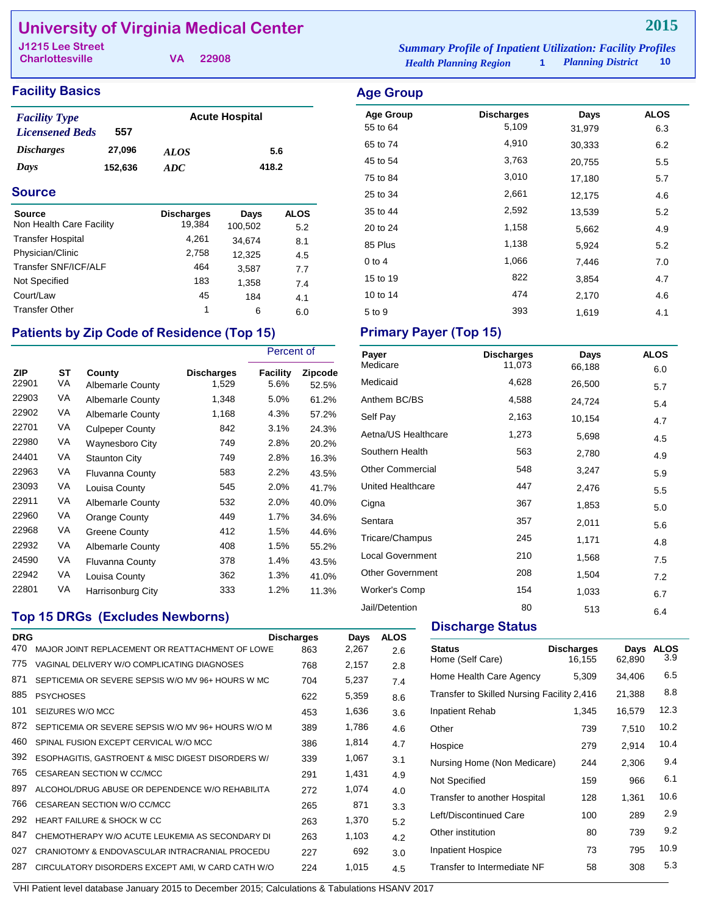# University of Virginia Medical Center

**2015**

J1215 Lee Street
Charlottesville VA 22908

*Summary Profile of Inpatient Utilization: Facility Profiles*
*Health Planning Region* 1 *Planning District* 10

## Facility Basics

| | | | |
|---|---|---|---|
| *Facility Type* | | Acute Hospital | |
| *Licensened Beds* | 557 | | |
| *Discharges* | 27,096 | *ALOS* | 5.6 |
| *Days* | 152,636 | *ADC* | 418.2 |

## Source

| Source | Discharges | Days | ALOS |
|---|---|---|---|
| Non Health Care Facility | 19,384 | 100,502 | 5.2 |
| Transfer Hospital | 4,261 | 34,674 | 8.1 |
| Physician/Clinic | 2,758 | 12,325 | 4.5 |
| Transfer SNF/ICF/ALF | 464 | 3,587 | 7.7 |
| Not Specified | 183 | 1,358 | 7.4 |
| Court/Law | 45 | 184 | 4.1 |
| Transfer Other | 1 | 6 | 6.0 |

## Age Group

| Age Group | Discharges | Days | ALOS |
|---|---|---|---|
| 55 to 64 | 5,109 | 31,979 | 6.3 |
| 65 to 74 | 4,910 | 30,333 | 6.2 |
| 45 to 54 | 3,763 | 20,755 | 5.5 |
| 75 to 84 | 3,010 | 17,180 | 5.7 |
| 25 to 34 | 2,661 | 12,175 | 4.6 |
| 35 to 44 | 2,592 | 13,539 | 5.2 |
| 20 to 24 | 1,158 | 5,662 | 4.9 |
| 85 Plus | 1,138 | 5,924 | 5.2 |
| 0 to 4 | 1,066 | 7,446 | 7.0 |
| 15 to 19 | 822 | 3,854 | 4.7 |
| 10 to 14 | 474 | 2,170 | 4.6 |
| 5 to 9 | 393 | 1,619 | 4.1 |

## Patients by Zip Code of Residence (Top 15)

| ZIP | ST | County | Discharges | Percent of Facility | Percent of Zipcode |
|---|---|---|---|---|---|
| 22901 | VA | Albemarle County | 1,529 | 5.6% | 52.5% |
| 22903 | VA | Albemarle County | 1,348 | 5.0% | 61.2% |
| 22902 | VA | Albemarle County | 1,168 | 4.3% | 57.2% |
| 22701 | VA | Culpeper County | 842 | 3.1% | 24.3% |
| 22980 | VA | Waynesboro City | 749 | 2.8% | 20.2% |
| 24401 | VA | Staunton City | 749 | 2.8% | 16.3% |
| 22963 | VA | Fluvanna County | 583 | 2.2% | 43.5% |
| 23093 | VA | Louisa County | 545 | 2.0% | 41.7% |
| 22911 | VA | Albemarle County | 532 | 2.0% | 40.0% |
| 22960 | VA | Orange County | 449 | 1.7% | 34.6% |
| 22968 | VA | Greene County | 412 | 1.5% | 44.6% |
| 22932 | VA | Albemarle County | 408 | 1.5% | 55.2% |
| 24590 | VA | Fluvanna County | 378 | 1.4% | 43.5% |
| 22942 | VA | Louisa County | 362 | 1.3% | 41.0% |
| 22801 | VA | Harrisonburg City | 333 | 1.2% | 11.3% |

## Primary Payer (Top 15)

| Payer | Discharges | Days | ALOS |
|---|---|---|---|
| Medicare | 11,073 | 66,188 | 6.0 |
| Medicaid | 4,628 | 26,500 | 5.7 |
| Anthem BC/BS | 4,588 | 24,724 | 5.4 |
| Self Pay | 2,163 | 10,154 | 4.7 |
| Aetna/US Healthcare | 1,273 | 5,698 | 4.5 |
| Southern Health | 563 | 2,780 | 4.9 |
| Other Commercial | 548 | 3,247 | 5.9 |
| United Healthcare | 447 | 2,476 | 5.5 |
| Cigna | 367 | 1,853 | 5.0 |
| Sentara | 357 | 2,011 | 5.6 |
| Tricare/Champus | 245 | 1,171 | 4.8 |
| Local Government | 210 | 1,568 | 7.5 |
| Other Government | 208 | 1,504 | 7.2 |
| Worker's Comp | 154 | 1,033 | 6.7 |
| Jail/Detention | 80 | 513 | 6.4 |

## Top 15 DRGs (Excludes Newborns)

| DRG | | Discharges | Days | ALOS |
|---|---|---|---|---|
| 470 | MAJOR JOINT REPLACEMENT OR REATTACHMENT OF LOWE | 863 | 2,267 | 2.6 |
| 775 | VAGINAL DELIVERY W/O COMPLICATING DIAGNOSES | 768 | 2,157 | 2.8 |
| 871 | SEPTICEMIA OR SEVERE SEPSIS W/O MV 96+ HOURS W MC | 704 | 5,237 | 7.4 |
| 885 | PSYCHOSES | 622 | 5,359 | 8.6 |
| 101 | SEIZURES W/O MCC | 453 | 1,636 | 3.6 |
| 872 | SEPTICEMIA OR SEVERE SEPSIS W/O MV 96+ HOURS W/O M | 389 | 1,786 | 4.6 |
| 460 | SPINAL FUSION EXCEPT CERVICAL W/O MCC | 386 | 1,814 | 4.7 |
| 392 | ESOPHAGITIS, GASTROENT & MISC DIGEST DISORDERS W/ | 339 | 1,067 | 3.1 |
| 765 | CESAREAN SECTION W CC/MCC | 291 | 1,431 | 4.9 |
| 897 | ALCOHOL/DRUG ABUSE OR DEPENDENCE W/O REHABILITA | 272 | 1,074 | 4.0 |
| 766 | CESAREAN SECTION W/O CC/MCC | 265 | 871 | 3.3 |
| 292 | HEART FAILURE & SHOCK W CC | 263 | 1,370 | 5.2 |
| 847 | CHEMOTHERAPY W/O ACUTE LEUKEMIA AS SECONDARY DI | 263 | 1,103 | 4.2 |
| 027 | CRANIOTOMY & ENDOVASCULAR INTRACRANIAL PROCEDU | 227 | 692 | 3.0 |
| 287 | CIRCULATORY DISORDERS EXCEPT AMI, W CARD CATH W/O | 224 | 1,015 | 4.5 |

## Discharge Status

| Status | Discharges | Days | ALOS |
|---|---|---|---|
| Home (Self Care) | 16,155 | 62,890 | 3.9 |
| Home Health Care Agency | 5,309 | 34,406 | 6.5 |
| Transfer to Skilled Nursing Facility | 2,416 | 21,388 | 8.8 |
| Inpatient Rehab | 1,345 | 16,579 | 12.3 |
| Other | 739 | 7,510 | 10.2 |
| Hospice | 279 | 2,914 | 10.4 |
| Nursing Home (Non Medicare) | 244 | 2,306 | 9.4 |
| Not Specified | 159 | 966 | 6.1 |
| Transfer to another Hospital | 128 | 1,361 | 10.6 |
| Left/Discontinued Care | 100 | 289 | 2.9 |
| Other institution | 80 | 739 | 9.2 |
| Inpatient Hospice | 73 | 795 | 10.9 |
| Transfer to Intermediate NF | 58 | 308 | 5.3 |

VHI Patient level database January 2015 to December 2015; Calculations & Tabulations HSANV 2017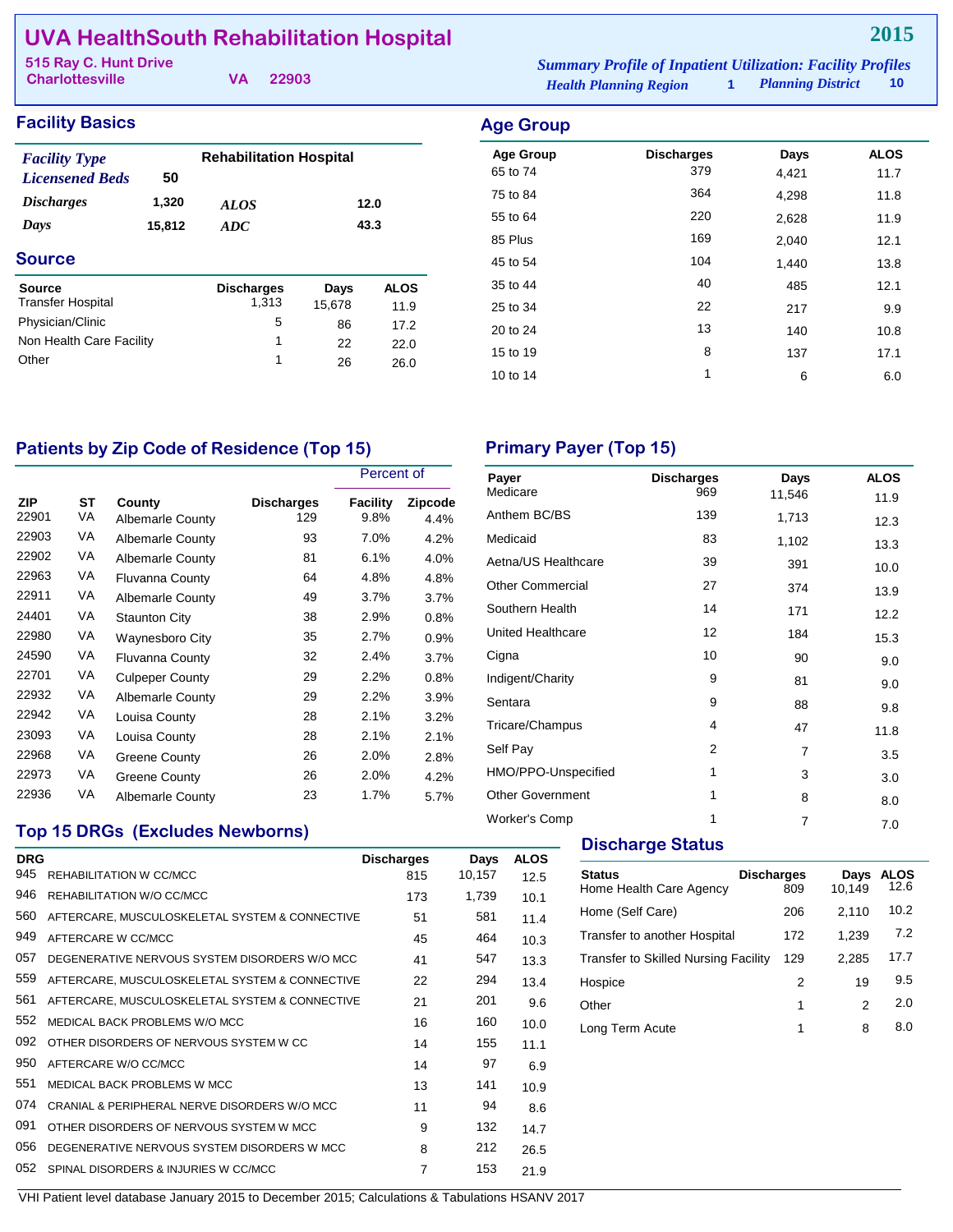# UVA HealthSouth Rehabilitation Hospital

**2015**

515 Ray C. Hunt Drive
Charlottesville VA 22903

*Summary Profile of Inpatient Utilization: Facility Profiles*
*Health Planning Region* 1 *Planning District* 10

## Facility Basics

| | | | |
|---|---|---|---|
| *Facility Type* | | Rehabilitation Hospital | |
| *Licensened Beds* | 50 | | |
| *Discharges* | 1,320 | *ALOS* | 12.0 |
| *Days* | 15,812 | *ADC* | 43.3 |

## Source

| Source | Discharges | Days | ALOS |
|---|---|---|---|
| Transfer Hospital | 1,313 | 15,678 | 11.9 |
| Physician/Clinic | 5 | 86 | 17.2 |
| Non Health Care Facility | 1 | 22 | 22.0 |
| Other | 1 | 26 | 26.0 |

## Age Group

| Age Group | Discharges | Days | ALOS |
|---|---|---|---|
| 65 to 74 | 379 | 4,421 | 11.7 |
| 75 to 84 | 364 | 4,298 | 11.8 |
| 55 to 64 | 220 | 2,628 | 11.9 |
| 85 Plus | 169 | 2,040 | 12.1 |
| 45 to 54 | 104 | 1,440 | 13.8 |
| 35 to 44 | 40 | 485 | 12.1 |
| 25 to 34 | 22 | 217 | 9.9 |
| 20 to 24 | 13 | 140 | 10.8 |
| 15 to 19 | 8 | 137 | 17.1 |
| 10 to 14 | 1 | 6 | 6.0 |

## Patients by Zip Code of Residence (Top 15)

| | | | | Percent of | |
|---|---|---|---|---|---|
| ZIP | ST | County | Discharges | Facility | Zipcode |
| 22901 | VA | Albemarle County | 129 | 9.8% | 4.4% |
| 22903 | VA | Albemarle County | 93 | 7.0% | 4.2% |
| 22902 | VA | Albemarle County | 81 | 6.1% | 4.0% |
| 22963 | VA | Fluvanna County | 64 | 4.8% | 4.8% |
| 22911 | VA | Albemarle County | 49 | 3.7% | 3.7% |
| 24401 | VA | Staunton City | 38 | 2.9% | 0.8% |
| 22980 | VA | Waynesboro City | 35 | 2.7% | 0.9% |
| 24590 | VA | Fluvanna County | 32 | 2.4% | 3.7% |
| 22701 | VA | Culpeper County | 29 | 2.2% | 0.8% |
| 22932 | VA | Albemarle County | 29 | 2.2% | 3.9% |
| 22942 | VA | Louisa County | 28 | 2.1% | 3.2% |
| 23093 | VA | Louisa County | 28 | 2.1% | 2.1% |
| 22968 | VA | Greene County | 26 | 2.0% | 2.8% |
| 22973 | VA | Greene County | 26 | 2.0% | 4.2% |
| 22936 | VA | Albemarle County | 23 | 1.7% | 5.7% |

## Primary Payer (Top 15)

| Payer | Discharges | Days | ALOS |
|---|---|---|---|
| Medicare | 969 | 11,546 | 11.9 |
| Anthem BC/BS | 139 | 1,713 | 12.3 |
| Medicaid | 83 | 1,102 | 13.3 |
| Aetna/US Healthcare | 39 | 391 | 10.0 |
| Other Commercial | 27 | 374 | 13.9 |
| Southern Health | 14 | 171 | 12.2 |
| United Healthcare | 12 | 184 | 15.3 |
| Cigna | 10 | 90 | 9.0 |
| Indigent/Charity | 9 | 81 | 9.0 |
| Sentara | 9 | 88 | 9.8 |
| Tricare/Champus | 4 | 47 | 11.8 |
| Self Pay | 2 | 7 | 3.5 |
| HMO/PPO-Unspecified | 1 | 3 | 3.0 |
| Other Government | 1 | 8 | 8.0 |
| Worker's Comp | 1 | 7 | 7.0 |

## Top 15 DRGs (Excludes Newborns)

| DRG | | Discharges | Days | ALOS |
|---|---|---|---|---|
| 945 | REHABILITATION W CC/MCC | 815 | 10,157 | 12.5 |
| 946 | REHABILITATION W/O CC/MCC | 173 | 1,739 | 10.1 |
| 560 | AFTERCARE, MUSCULOSKELETAL SYSTEM & CONNECTIVE | 51 | 581 | 11.4 |
| 949 | AFTERCARE W CC/MCC | 45 | 464 | 10.3 |
| 057 | DEGENERATIVE NERVOUS SYSTEM DISORDERS W/O MCC | 41 | 547 | 13.3 |
| 559 | AFTERCARE, MUSCULOSKELETAL SYSTEM & CONNECTIVE | 22 | 294 | 13.4 |
| 561 | AFTERCARE, MUSCULOSKELETAL SYSTEM & CONNECTIVE | 21 | 201 | 9.6 |
| 552 | MEDICAL BACK PROBLEMS W/O MCC | 16 | 160 | 10.0 |
| 092 | OTHER DISORDERS OF NERVOUS SYSTEM W CC | 14 | 155 | 11.1 |
| 950 | AFTERCARE W/O CC/MCC | 14 | 97 | 6.9 |
| 551 | MEDICAL BACK PROBLEMS W MCC | 13 | 141 | 10.9 |
| 074 | CRANIAL & PERIPHERAL NERVE DISORDERS W/O MCC | 11 | 94 | 8.6 |
| 091 | OTHER DISORDERS OF NERVOUS SYSTEM W MCC | 9 | 132 | 14.7 |
| 056 | DEGENERATIVE NERVOUS SYSTEM DISORDERS W MCC | 8 | 212 | 26.5 |
| 052 | SPINAL DISORDERS & INJURIES W CC/MCC | 7 | 153 | 21.9 |

## Discharge Status

| Status | Discharges | Days | ALOS |
|---|---|---|---|
| Home Health Care Agency | 809 | 10,149 | 12.6 |
| Home (Self Care) | 206 | 2,110 | 10.2 |
| Transfer to another Hospital | 172 | 1,239 | 7.2 |
| Transfer to Skilled Nursing Facility | 129 | 2,285 | 17.7 |
| Hospice | 2 | 19 | 9.5 |
| Other | 1 | 2 | 2.0 |
| Long Term Acute | 1 | 8 | 8.0 |

VHI Patient level database January 2015 to December 2015; Calculations & Tabulations HSANV 2017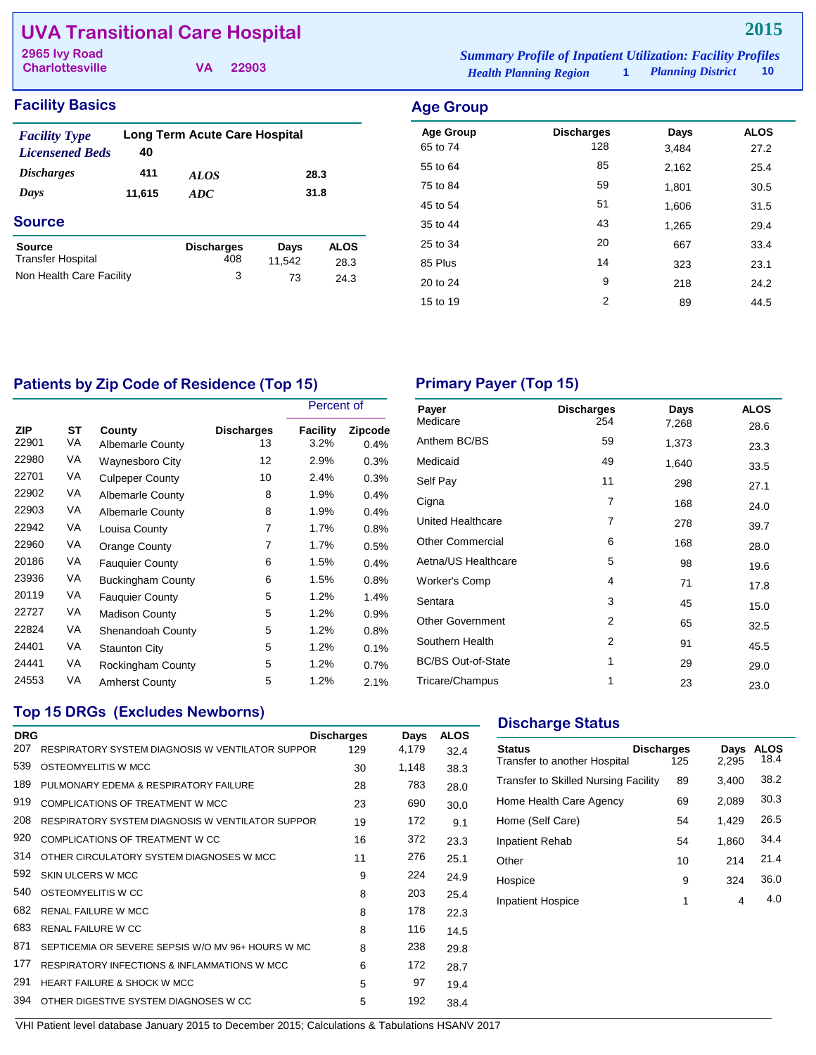# UVA Transitional Care Hospital

**2965 Ivy Road**
**Charlottesville VA 22903**

**2015**

*Summary Profile of Inpatient Utilization: Facility Profiles*
*Health Planning Region* 1 *Planning District* 10

## Facility Basics

| | | | |
|---|---|---|---|
| *Facility Type* | Long Term Acute Care Hospital | | |
| *Licensened Beds* | 40 | | |
| *Discharges* | 411 | *ALOS* | 28.3 |
| *Days* | 11,615 | *ADC* | 31.8 |

## Source

| Source | Discharges | Days | ALOS |
|---|---|---|---|
| Transfer Hospital | 408 | 11,542 | 28.3 |
| Non Health Care Facility | 3 | 73 | 24.3 |

## Age Group

| Age Group | Discharges | Days | ALOS |
|---|---|---|---|
| 65 to 74 | 128 | 3,484 | 27.2 |
| 55 to 64 | 85 | 2,162 | 25.4 |
| 75 to 84 | 59 | 1,801 | 30.5 |
| 45 to 54 | 51 | 1,606 | 31.5 |
| 35 to 44 | 43 | 1,265 | 29.4 |
| 25 to 34 | 20 | 667 | 33.4 |
| 85 Plus | 14 | 323 | 23.1 |
| 20 to 24 | 9 | 218 | 24.2 |
| 15 to 19 | 2 | 89 | 44.5 |

## Patients by Zip Code of Residence (Top 15)

| | | | | Percent of | |
|---|---|---|---|---|---|
| ZIP | ST | County | Discharges | Facility | Zipcode |
| 22901 | VA | Albemarle County | 13 | 3.2% | 0.4% |
| 22980 | VA | Waynesboro City | 12 | 2.9% | 0.3% |
| 22701 | VA | Culpeper County | 10 | 2.4% | 0.3% |
| 22902 | VA | Albemarle County | 8 | 1.9% | 0.4% |
| 22903 | VA | Albemarle County | 8 | 1.9% | 0.4% |
| 22942 | VA | Louisa County | 7 | 1.7% | 0.8% |
| 22960 | VA | Orange County | 7 | 1.7% | 0.5% |
| 20186 | VA | Fauquier County | 6 | 1.5% | 0.4% |
| 23936 | VA | Buckingham County | 6 | 1.5% | 0.8% |
| 20119 | VA | Fauquier County | 5 | 1.2% | 1.4% |
| 22727 | VA | Madison County | 5 | 1.2% | 0.9% |
| 22824 | VA | Shenandoah County | 5 | 1.2% | 0.8% |
| 24401 | VA | Staunton City | 5 | 1.2% | 0.1% |
| 24441 | VA | Rockingham County | 5 | 1.2% | 0.7% |
| 24553 | VA | Amherst County | 5 | 1.2% | 2.1% |

## Primary Payer (Top 15)

| Payer | Discharges | Days | ALOS |
|---|---|---|---|
| Medicare | 254 | 7,268 | 28.6 |
| Anthem BC/BS | 59 | 1,373 | 23.3 |
| Medicaid | 49 | 1,640 | 33.5 |
| Self Pay | 11 | 298 | 27.1 |
| Cigna | 7 | 168 | 24.0 |
| United Healthcare | 7 | 278 | 39.7 |
| Other Commercial | 6 | 168 | 28.0 |
| Aetna/US Healthcare | 5 | 98 | 19.6 |
| Worker's Comp | 4 | 71 | 17.8 |
| Sentara | 3 | 45 | 15.0 |
| Other Government | 2 | 65 | 32.5 |
| Southern Health | 2 | 91 | 45.5 |
| BC/BS Out-of-State | 1 | 29 | 29.0 |
| Tricare/Champus | 1 | 23 | 23.0 |

## Top 15 DRGs (Excludes Newborns)

| DRG | | Discharges | Days | ALOS |
|---|---|---|---|---|
| 207 | RESPIRATORY SYSTEM DIAGNOSIS W VENTILATOR SUPPOR | 129 | 4,179 | 32.4 |
| 539 | OSTEOMYELITIS W MCC | 30 | 1,148 | 38.3 |
| 189 | PULMONARY EDEMA & RESPIRATORY FAILURE | 28 | 783 | 28.0 |
| 919 | COMPLICATIONS OF TREATMENT W MCC | 23 | 690 | 30.0 |
| 208 | RESPIRATORY SYSTEM DIAGNOSIS W VENTILATOR SUPPOR | 19 | 172 | 9.1 |
| 920 | COMPLICATIONS OF TREATMENT W CC | 16 | 372 | 23.3 |
| 314 | OTHER CIRCULATORY SYSTEM DIAGNOSES W MCC | 11 | 276 | 25.1 |
| 592 | SKIN ULCERS W MCC | 9 | 224 | 24.9 |
| 540 | OSTEOMYELITIS W CC | 8 | 203 | 25.4 |
| 682 | RENAL FAILURE W MCC | 8 | 178 | 22.3 |
| 683 | RENAL FAILURE W CC | 8 | 116 | 14.5 |
| 871 | SEPTICEMIA OR SEVERE SEPSIS W/O MV 96+ HOURS W MC | 8 | 238 | 29.8 |
| 177 | RESPIRATORY INFECTIONS & INFLAMMATIONS W MCC | 6 | 172 | 28.7 |
| 291 | HEART FAILURE & SHOCK W MCC | 5 | 97 | 19.4 |
| 394 | OTHER DIGESTIVE SYSTEM DIAGNOSES W CC | 5 | 192 | 38.4 |

## Discharge Status

| Status | Discharges | Days | ALOS |
|---|---|---|---|
| Transfer to another Hospital | 125 | 2,295 | 18.4 |
| Transfer to Skilled Nursing Facility | 89 | 3,400 | 38.2 |
| Home Health Care Agency | 69 | 2,089 | 30.3 |
| Home (Self Care) | 54 | 1,429 | 26.5 |
| Inpatient Rehab | 54 | 1,860 | 34.4 |
| Other | 10 | 214 | 21.4 |
| Hospice | 9 | 324 | 36.0 |
| Inpatient Hospice | 1 | 4 | 4.0 |

VHI Patient level database January 2015 to December 2015; Calculations & Tabulations HSANV 2017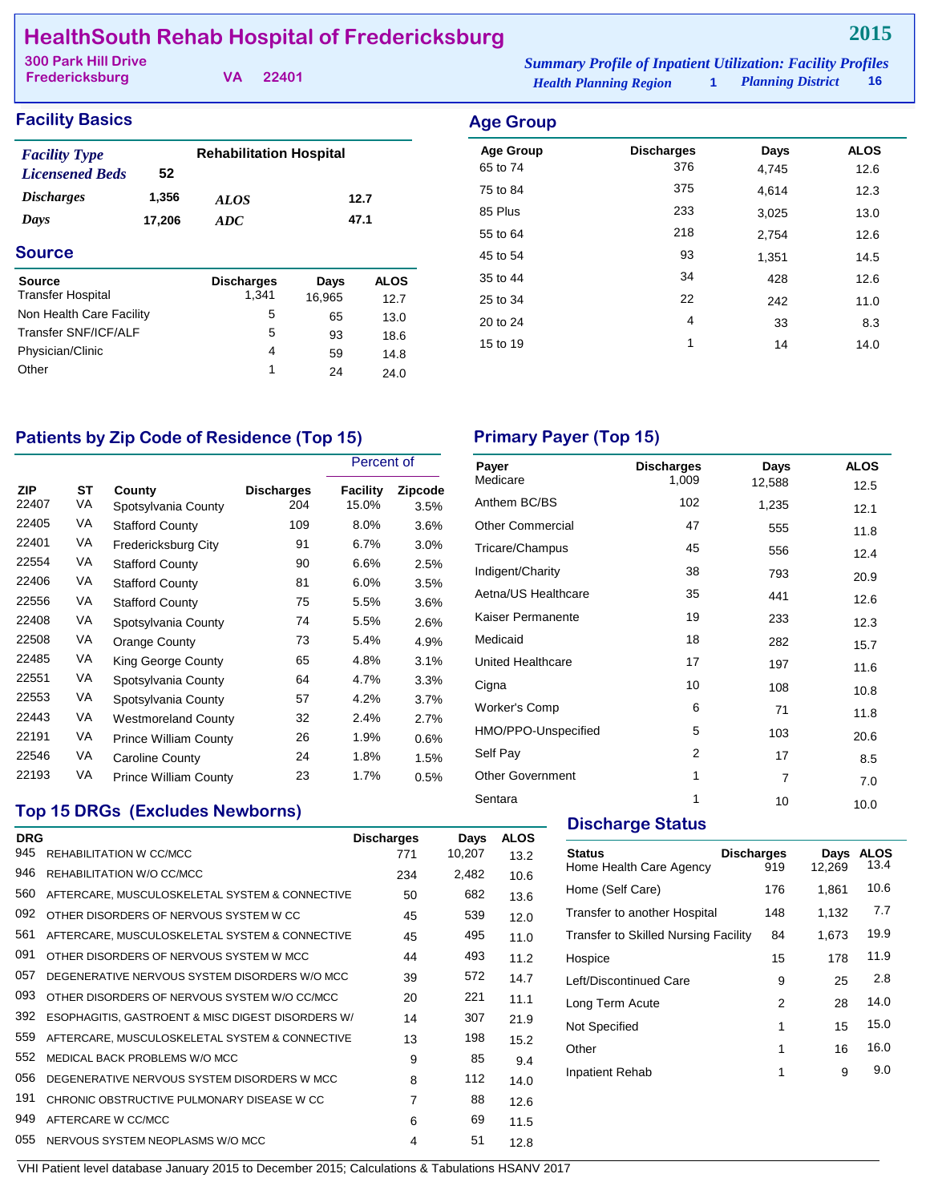# HealthSouth Rehab Hospital of Fredericksburg

**2015**

300 Park Hill Drive
Fredericksburg VA 22401

*Summary Profile of Inpatient Utilization: Facility Profiles*
*Health Planning Region* 1 *Planning District* 16

## Facility Basics

| | | | |
|---|---|---|---|
| *Facility Type* | Rehabilitation Hospital | | |
| *Licensened Beds* | 52 | | |
| *Discharges* | 1,356 | *ALOS* | 12.7 |
| *Days* | 17,206 | *ADC* | 47.1 |

## Source

| Source | Discharges | Days | ALOS |
|---|---|---|---|
| Transfer Hospital | 1,341 | 16,965 | 12.7 |
| Non Health Care Facility | 5 | 65 | 13.0 |
| Transfer SNF/ICF/ALF | 5 | 93 | 18.6 |
| Physician/Clinic | 4 | 59 | 14.8 |
| Other | 1 | 24 | 24.0 |

## Age Group

| Age Group | Discharges | Days | ALOS |
|---|---|---|---|
| 65 to 74 | 376 | 4,745 | 12.6 |
| 75 to 84 | 375 | 4,614 | 12.3 |
| 85 Plus | 233 | 3,025 | 13.0 |
| 55 to 64 | 218 | 2,754 | 12.6 |
| 45 to 54 | 93 | 1,351 | 14.5 |
| 35 to 44 | 34 | 428 | 12.6 |
| 25 to 34 | 22 | 242 | 11.0 |
| 20 to 24 | 4 | 33 | 8.3 |
| 15 to 19 | 1 | 14 | 14.0 |

## Patients by Zip Code of Residence (Top 15)

| | | | | Percent of | |
|---|---|---|---|---|---|
| ZIP | ST | County | Discharges | Facility | Zipcode |
| 22407 | VA | Spotsylvania County | 204 | 15.0% | 3.5% |
| 22405 | VA | Stafford County | 109 | 8.0% | 3.6% |
| 22401 | VA | Fredericksburg City | 91 | 6.7% | 3.0% |
| 22554 | VA | Stafford County | 90 | 6.6% | 2.5% |
| 22406 | VA | Stafford County | 81 | 6.0% | 3.5% |
| 22556 | VA | Stafford County | 75 | 5.5% | 3.6% |
| 22408 | VA | Spotsylvania County | 74 | 5.5% | 2.6% |
| 22508 | VA | Orange County | 73 | 5.4% | 4.9% |
| 22485 | VA | King George County | 65 | 4.8% | 3.1% |
| 22551 | VA | Spotsylvania County | 64 | 4.7% | 3.3% |
| 22553 | VA | Spotsylvania County | 57 | 4.2% | 3.7% |
| 22443 | VA | Westmoreland County | 32 | 2.4% | 2.7% |
| 22191 | VA | Prince William County | 26 | 1.9% | 0.6% |
| 22546 | VA | Caroline County | 24 | 1.8% | 1.5% |
| 22193 | VA | Prince William County | 23 | 1.7% | 0.5% |

## Primary Payer (Top 15)

| Payer | Discharges | Days | ALOS |
|---|---|---|---|
| Medicare | 1,009 | 12,588 | 12.5 |
| Anthem BC/BS | 102 | 1,235 | 12.1 |
| Other Commercial | 47 | 555 | 11.8 |
| Tricare/Champus | 45 | 556 | 12.4 |
| Indigent/Charity | 38 | 793 | 20.9 |
| Aetna/US Healthcare | 35 | 441 | 12.6 |
| Kaiser Permanente | 19 | 233 | 12.3 |
| Medicaid | 18 | 282 | 15.7 |
| United Healthcare | 17 | 197 | 11.6 |
| Cigna | 10 | 108 | 10.8 |
| Worker's Comp | 6 | 71 | 11.8 |
| HMO/PPO-Unspecified | 5 | 103 | 20.6 |
| Self Pay | 2 | 17 | 8.5 |
| Other Government | 1 | 7 | 7.0 |
| Sentara | 1 | 10 | 10.0 |

## Top 15 DRGs (Excludes Newborns)

| DRG | | Discharges | Days | ALOS |
|---|---|---|---|---|
| 945 | REHABILITATION W CC/MCC | 771 | 10,207 | 13.2 |
| 946 | REHABILITATION W/O CC/MCC | 234 | 2,482 | 10.6 |
| 560 | AFTERCARE, MUSCULOSKELETAL SYSTEM & CONNECTIVE | 50 | 682 | 13.6 |
| 092 | OTHER DISORDERS OF NERVOUS SYSTEM W CC | 45 | 539 | 12.0 |
| 561 | AFTERCARE, MUSCULOSKELETAL SYSTEM & CONNECTIVE | 45 | 495 | 11.0 |
| 091 | OTHER DISORDERS OF NERVOUS SYSTEM W MCC | 44 | 493 | 11.2 |
| 057 | DEGENERATIVE NERVOUS SYSTEM DISORDERS W/O MCC | 39 | 572 | 14.7 |
| 093 | OTHER DISORDERS OF NERVOUS SYSTEM W/O CC/MCC | 20 | 221 | 11.1 |
| 392 | ESOPHAGITIS, GASTROENT & MISC DIGEST DISORDERS W/ | 14 | 307 | 21.9 |
| 559 | AFTERCARE, MUSCULOSKELETAL SYSTEM & CONNECTIVE | 13 | 198 | 15.2 |
| 552 | MEDICAL BACK PROBLEMS W/O MCC | 9 | 85 | 9.4 |
| 056 | DEGENERATIVE NERVOUS SYSTEM DISORDERS W MCC | 8 | 112 | 14.0 |
| 191 | CHRONIC OBSTRUCTIVE PULMONARY DISEASE W CC | 7 | 88 | 12.6 |
| 949 | AFTERCARE W CC/MCC | 6 | 69 | 11.5 |
| 055 | NERVOUS SYSTEM NEOPLASMS W/O MCC | 4 | 51 | 12.8 |

## Discharge Status

| Status | Discharges | Days | ALOS |
|---|---|---|---|
| Home Health Care Agency | 919 | 12,269 | 13.4 |
| Home (Self Care) | 176 | 1,861 | 10.6 |
| Transfer to another Hospital | 148 | 1,132 | 7.7 |
| Transfer to Skilled Nursing Facility | 84 | 1,673 | 19.9 |
| Hospice | 15 | 178 | 11.9 |
| Left/Discontinued Care | 9 | 25 | 2.8 |
| Long Term Acute | 2 | 28 | 14.0 |
| Not Specified | 1 | 15 | 15.0 |
| Other | 1 | 16 | 16.0 |
| Inpatient Rehab | 1 | 9 | 9.0 |

VHI Patient level database January 2015 to December 2015; Calculations & Tabulations HSANV 2017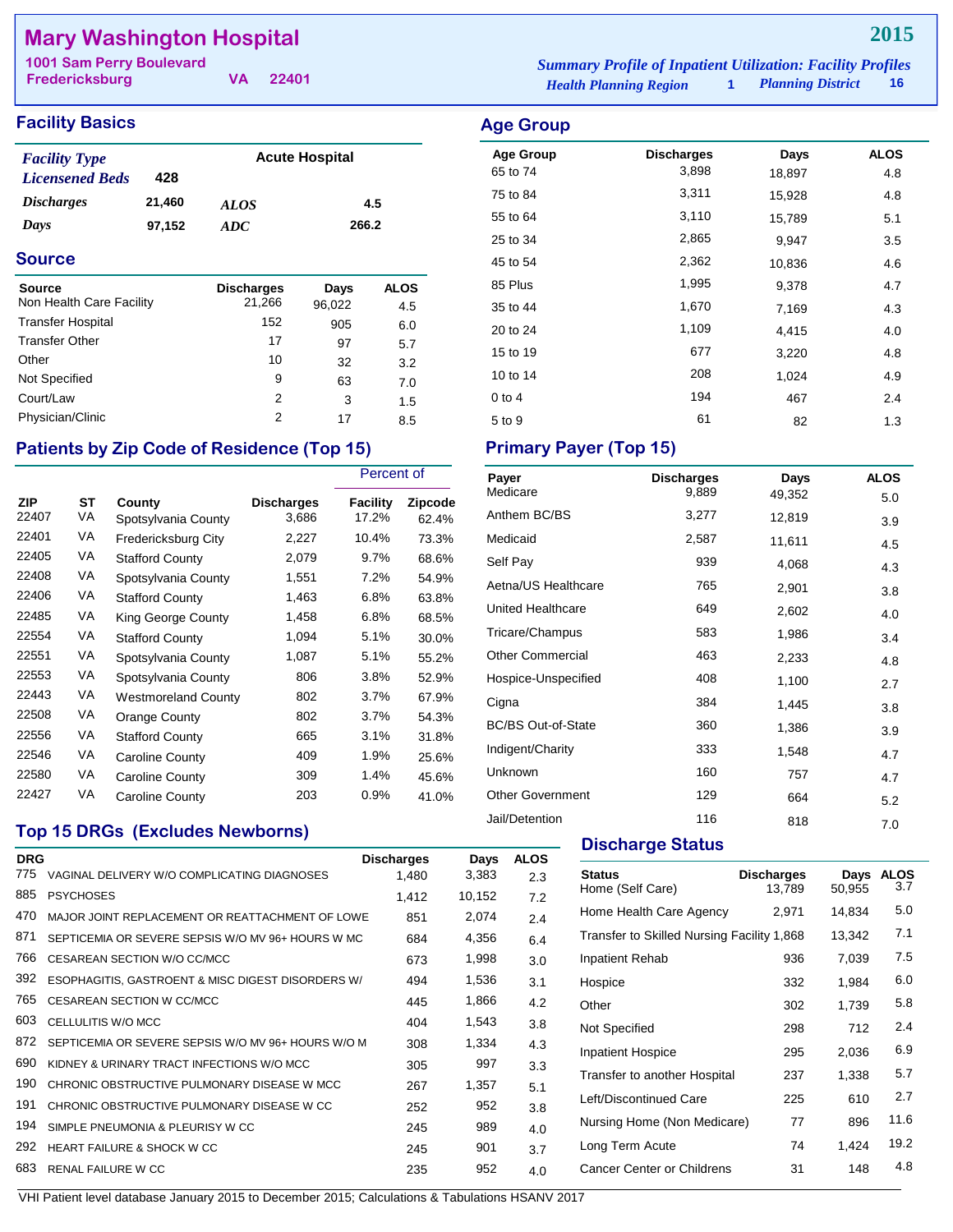# Mary Washington Hospital

**2015**

1001 Sam Perry Boulevard
Fredericksburg VA 22401

*Summary Profile of Inpatient Utilization: Facility Profiles*
*Health Planning Region* 1 *Planning District* 16

## Facility Basics

| | | | |
|---|---|---|---|
| *Facility Type* | | Acute Hospital | |
| *Licensened Beds* | 428 | | |
| *Discharges* | 21,460 | *ALOS* | 4.5 |
| *Days* | 97,152 | *ADC* | 266.2 |

## Source

| Source | Discharges | Days | ALOS |
|---|---|---|---|
| Non Health Care Facility | 21,266 | 96,022 | 4.5 |
| Transfer Hospital | 152 | 905 | 6.0 |
| Transfer Other | 17 | 97 | 5.7 |
| Other | 10 | 32 | 3.2 |
| Not Specified | 9 | 63 | 7.0 |
| Court/Law | 2 | 3 | 1.5 |
| Physician/Clinic | 2 | 17 | 8.5 |

## Patients by Zip Code of Residence (Top 15)

| | | | | Percent of | |
|---|---|---|---|---|---|
| ZIP | ST | County | Discharges | Facility | Zipcode |
| 22407 | VA | Spotsylvania County | 3,686 | 17.2% | 62.4% |
| 22401 | VA | Fredericksburg City | 2,227 | 10.4% | 73.3% |
| 22405 | VA | Stafford County | 2,079 | 9.7% | 68.6% |
| 22408 | VA | Spotsylvania County | 1,551 | 7.2% | 54.9% |
| 22406 | VA | Stafford County | 1,463 | 6.8% | 63.8% |
| 22485 | VA | King George County | 1,458 | 6.8% | 68.5% |
| 22554 | VA | Stafford County | 1,094 | 5.1% | 30.0% |
| 22551 | VA | Spotsylvania County | 1,087 | 5.1% | 55.2% |
| 22553 | VA | Spotsylvania County | 806 | 3.8% | 52.9% |
| 22443 | VA | Westmoreland County | 802 | 3.7% | 67.9% |
| 22508 | VA | Orange County | 802 | 3.7% | 54.3% |
| 22556 | VA | Stafford County | 665 | 3.1% | 31.8% |
| 22546 | VA | Caroline County | 409 | 1.9% | 25.6% |
| 22580 | VA | Caroline County | 309 | 1.4% | 45.6% |
| 22427 | VA | Caroline County | 203 | 0.9% | 41.0% |

## Top 15 DRGs (Excludes Newborns)

| DRG | | Discharges | Days | ALOS |
|---|---|---|---|---|
| 775 | VAGINAL DELIVERY W/O COMPLICATING DIAGNOSES | 1,480 | 3,383 | 2.3 |
| 885 | PSYCHOSES | 1,412 | 10,152 | 7.2 |
| 470 | MAJOR JOINT REPLACEMENT OR REATTACHMENT OF LOWE | 851 | 2,074 | 2.4 |
| 871 | SEPTICEMIA OR SEVERE SEPSIS W/O MV 96+ HOURS W MC | 684 | 4,356 | 6.4 |
| 766 | CESAREAN SECTION W/O CC/MCC | 673 | 1,998 | 3.0 |
| 392 | ESOPHAGITIS, GASTROENT & MISC DIGEST DISORDERS W/ | 494 | 1,536 | 3.1 |
| 765 | CESAREAN SECTION W CC/MCC | 445 | 1,866 | 4.2 |
| 603 | CELLULITIS W/O MCC | 404 | 1,543 | 3.8 |
| 872 | SEPTICEMIA OR SEVERE SEPSIS W/O MV 96+ HOURS W/O M | 308 | 1,334 | 4.3 |
| 690 | KIDNEY & URINARY TRACT INFECTIONS W/O MCC | 305 | 997 | 3.3 |
| 190 | CHRONIC OBSTRUCTIVE PULMONARY DISEASE W MCC | 267 | 1,357 | 5.1 |
| 191 | CHRONIC OBSTRUCTIVE PULMONARY DISEASE W CC | 252 | 952 | 3.8 |
| 194 | SIMPLE PNEUMONIA & PLEURISY W CC | 245 | 989 | 4.0 |
| 292 | HEART FAILURE & SHOCK W CC | 245 | 901 | 3.7 |
| 683 | RENAL FAILURE W CC | 235 | 952 | 4.0 |

## Age Group

| Age Group | Discharges | Days | ALOS |
|---|---|---|---|
| 65 to 74 | 3,898 | 18,897 | 4.8 |
| 75 to 84 | 3,311 | 15,928 | 4.8 |
| 55 to 64 | 3,110 | 15,789 | 5.1 |
| 25 to 34 | 2,865 | 9,947 | 3.5 |
| 45 to 54 | 2,362 | 10,836 | 4.6 |
| 85 Plus | 1,995 | 9,378 | 4.7 |
| 35 to 44 | 1,670 | 7,169 | 4.3 |
| 20 to 24 | 1,109 | 4,415 | 4.0 |
| 15 to 19 | 677 | 3,220 | 4.8 |
| 10 to 14 | 208 | 1,024 | 4.9 |
| 0 to 4 | 194 | 467 | 2.4 |
| 5 to 9 | 61 | 82 | 1.3 |

## Primary Payer (Top 15)

| Payer | Discharges | Days | ALOS |
|---|---|---|---|
| Medicare | 9,889 | 49,352 | 5.0 |
| Anthem BC/BS | 3,277 | 12,819 | 3.9 |
| Medicaid | 2,587 | 11,611 | 4.5 |
| Self Pay | 939 | 4,068 | 4.3 |
| Aetna/US Healthcare | 765 | 2,901 | 3.8 |
| United Healthcare | 649 | 2,602 | 4.0 |
| Tricare/Champus | 583 | 1,986 | 3.4 |
| Other Commercial | 463 | 2,233 | 4.8 |
| Hospice-Unspecified | 408 | 1,100 | 2.7 |
| Cigna | 384 | 1,445 | 3.8 |
| BC/BS Out-of-State | 360 | 1,386 | 3.9 |
| Indigent/Charity | 333 | 1,548 | 4.7 |
| Unknown | 160 | 757 | 4.7 |
| Other Government | 129 | 664 | 5.2 |
| Jail/Detention | 116 | 818 | 7.0 |

## Discharge Status

| Status | Discharges | Days | ALOS |
|---|---|---|---|
| Home (Self Care) | 13,789 | 50,955 | 3.7 |
| Home Health Care Agency | 2,971 | 14,834 | 5.0 |
| Transfer to Skilled Nursing Facility | 1,868 | 13,342 | 7.1 |
| Inpatient Rehab | 936 | 7,039 | 7.5 |
| Hospice | 332 | 1,984 | 6.0 |
| Other | 302 | 1,739 | 5.8 |
| Not Specified | 298 | 712 | 2.4 |
| Inpatient Hospice | 295 | 2,036 | 6.9 |
| Transfer to another Hospital | 237 | 1,338 | 5.7 |
| Left/Discontinued Care | 225 | 610 | 2.7 |
| Nursing Home (Non Medicare) | 77 | 896 | 11.6 |
| Long Term Acute | 74 | 1,424 | 19.2 |
| Cancer Center or Childrens | 31 | 148 | 4.8 |

VHI Patient level database January 2015 to December 2015; Calculations & Tabulations HSANV 2017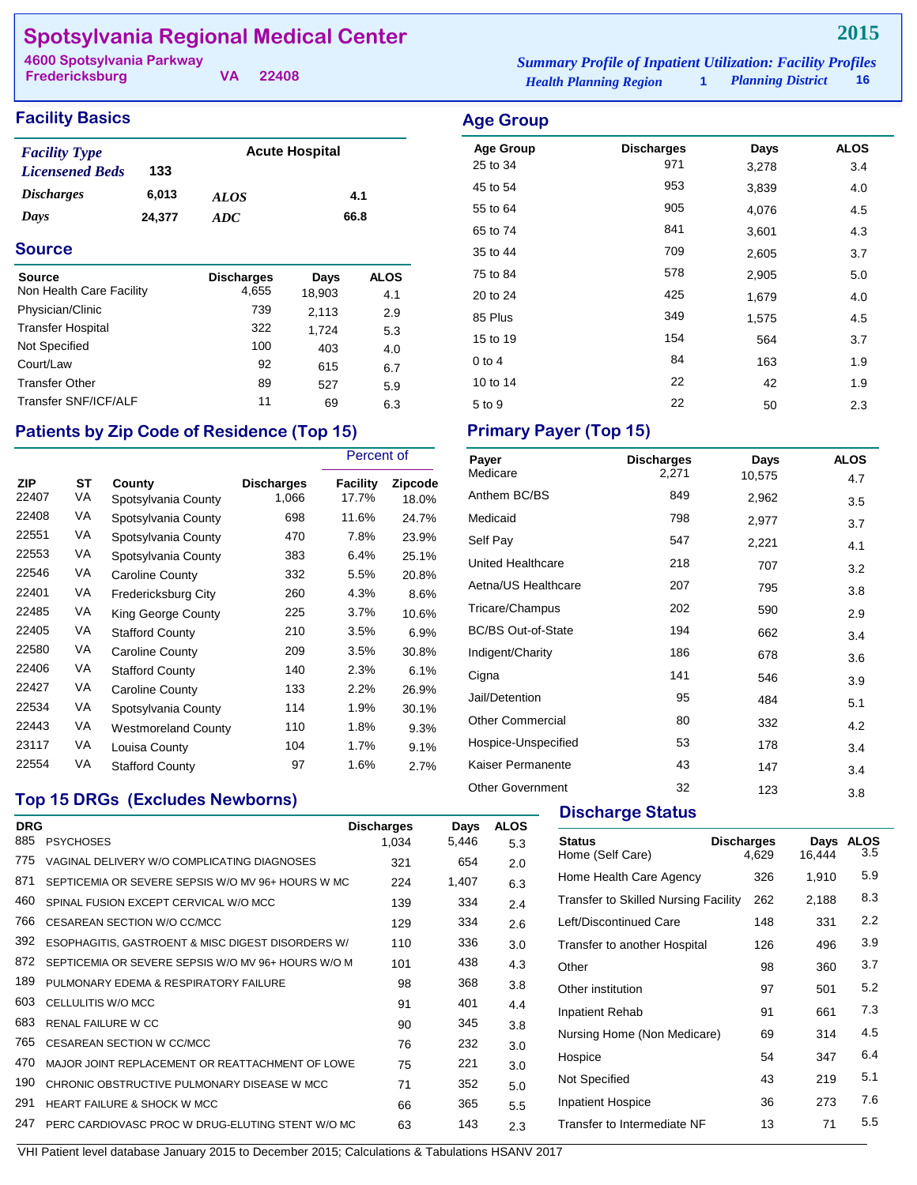# Spotsylvania Regional Medical Center

**2015**

4600 Spotsylvania Parkway
Fredericksburg VA 22408

*Summary Profile of Inpatient Utilization: Facility Profiles*
*Health Planning Region* 1 *Planning District* 16

## Facility Basics

| | | | |
|---|---|---|---|
| *Facility Type* | | Acute Hospital | |
| *Licensened Beds* | 133 | | |
| *Discharges* | 6,013 | *ALOS* | 4.1 |
| *Days* | 24,377 | *ADC* | 66.8 |

## Source

| Source | Discharges | Days | ALOS |
|---|---|---|---|
| Non Health Care Facility | 4,655 | 18,903 | 4.1 |
| Physician/Clinic | 739 | 2,113 | 2.9 |
| Transfer Hospital | 322 | 1,724 | 5.3 |
| Not Specified | 100 | 403 | 4.0 |
| Court/Law | 92 | 615 | 6.7 |
| Transfer Other | 89 | 527 | 5.9 |
| Transfer SNF/ICF/ALF | 11 | 69 | 6.3 |

## Patients by Zip Code of Residence (Top 15)

| | | | | Percent of | |
|---|---|---|---|---|---|
| ZIP | ST | County | Discharges | Facility | Zipcode |
| 22407 | VA | Spotsylvania County | 1,066 | 17.7% | 18.0% |
| 22408 | VA | Spotsylvania County | 698 | 11.6% | 24.7% |
| 22551 | VA | Spotsylvania County | 470 | 7.8% | 23.9% |
| 22553 | VA | Spotsylvania County | 383 | 6.4% | 25.1% |
| 22546 | VA | Caroline County | 332 | 5.5% | 20.8% |
| 22401 | VA | Fredericksburg City | 260 | 4.3% | 8.6% |
| 22485 | VA | King George County | 225 | 3.7% | 10.6% |
| 22405 | VA | Stafford County | 210 | 3.5% | 6.9% |
| 22580 | VA | Caroline County | 209 | 3.5% | 30.8% |
| 22406 | VA | Stafford County | 140 | 2.3% | 6.1% |
| 22427 | VA | Caroline County | 133 | 2.2% | 26.9% |
| 22534 | VA | Spotsylvania County | 114 | 1.9% | 30.1% |
| 22443 | VA | Westmoreland County | 110 | 1.8% | 9.3% |
| 23117 | VA | Louisa County | 104 | 1.7% | 9.1% |
| 22554 | VA | Stafford County | 97 | 1.6% | 2.7% |

## Top 15 DRGs (Excludes Newborns)

| DRG | | Discharges | Days | ALOS |
|---|---|---|---|---|
| 885 | PSYCHOSES | 1,034 | 5,446 | 5.3 |
| 775 | VAGINAL DELIVERY W/O COMPLICATING DIAGNOSES | 321 | 654 | 2.0 |
| 871 | SEPTICEMIA OR SEVERE SEPSIS W/O MV 96+ HOURS W MC | 224 | 1,407 | 6.3 |
| 460 | SPINAL FUSION EXCEPT CERVICAL W/O MCC | 139 | 334 | 2.4 |
| 766 | CESAREAN SECTION W/O CC/MCC | 129 | 334 | 2.6 |
| 392 | ESOPHAGITIS, GASTROENT & MISC DIGEST DISORDERS W/ | 110 | 336 | 3.0 |
| 872 | SEPTICEMIA OR SEVERE SEPSIS W/O MV 96+ HOURS W/O M | 101 | 438 | 4.3 |
| 189 | PULMONARY EDEMA & RESPIRATORY FAILURE | 98 | 368 | 3.8 |
| 603 | CELLULITIS W/O MCC | 91 | 401 | 4.4 |
| 683 | RENAL FAILURE W CC | 90 | 345 | 3.8 |
| 765 | CESAREAN SECTION W CC/MCC | 76 | 232 | 3.0 |
| 470 | MAJOR JOINT REPLACEMENT OR REATTACHMENT OF LOWE | 75 | 221 | 3.0 |
| 190 | CHRONIC OBSTRUCTIVE PULMONARY DISEASE W MCC | 71 | 352 | 5.0 |
| 291 | HEART FAILURE & SHOCK W MCC | 66 | 365 | 5.5 |
| 247 | PERC CARDIOVASC PROC W DRUG-ELUTING STENT W/O MC | 63 | 143 | 2.3 |

## Age Group

| Age Group | Discharges | Days | ALOS |
|---|---|---|---|
| 25 to 34 | 971 | 3,278 | 3.4 |
| 45 to 54 | 953 | 3,839 | 4.0 |
| 55 to 64 | 905 | 4,076 | 4.5 |
| 65 to 74 | 841 | 3,601 | 4.3 |
| 35 to 44 | 709 | 2,605 | 3.7 |
| 75 to 84 | 578 | 2,905 | 5.0 |
| 20 to 24 | 425 | 1,679 | 4.0 |
| 85 Plus | 349 | 1,575 | 4.5 |
| 15 to 19 | 154 | 564 | 3.7 |
| 0 to 4 | 84 | 163 | 1.9 |
| 10 to 14 | 22 | 42 | 1.9 |
| 5 to 9 | 22 | 50 | 2.3 |

## Primary Payer (Top 15)

| Payer | Discharges | Days | ALOS |
|---|---|---|---|
| Medicare | 2,271 | 10,575 | 4.7 |
| Anthem BC/BS | 849 | 2,962 | 3.5 |
| Medicaid | 798 | 2,977 | 3.7 |
| Self Pay | 547 | 2,221 | 4.1 |
| United Healthcare | 218 | 707 | 3.2 |
| Aetna/US Healthcare | 207 | 795 | 3.8 |
| Tricare/Champus | 202 | 590 | 2.9 |
| BC/BS Out-of-State | 194 | 662 | 3.4 |
| Indigent/Charity | 186 | 678 | 3.6 |
| Cigna | 141 | 546 | 3.9 |
| Jail/Detention | 95 | 484 | 5.1 |
| Other Commercial | 80 | 332 | 4.2 |
| Hospice-Unspecified | 53 | 178 | 3.4 |
| Kaiser Permanente | 43 | 147 | 3.4 |
| Other Government | 32 | 123 | 3.8 |

## Discharge Status

| Status | Discharges | Days | ALOS |
|---|---|---|---|
| Home (Self Care) | 4,629 | 16,444 | 3.5 |
| Home Health Care Agency | 326 | 1,910 | 5.9 |
| Transfer to Skilled Nursing Facility | 262 | 2,188 | 8.3 |
| Left/Discontinued Care | 148 | 331 | 2.2 |
| Transfer to another Hospital | 126 | 496 | 3.9 |
| Other | 98 | 360 | 3.7 |
| Other institution | 97 | 501 | 5.2 |
| Inpatient Rehab | 91 | 661 | 7.3 |
| Nursing Home (Non Medicare) | 69 | 314 | 4.5 |
| Hospice | 54 | 347 | 6.4 |
| Not Specified | 43 | 219 | 5.1 |
| Inpatient Hospice | 36 | 273 | 7.6 |
| Transfer to Intermediate NF | 13 | 71 | 5.5 |

VHI Patient level database January 2015 to December 2015; Calculations & Tabulations HSANV 2017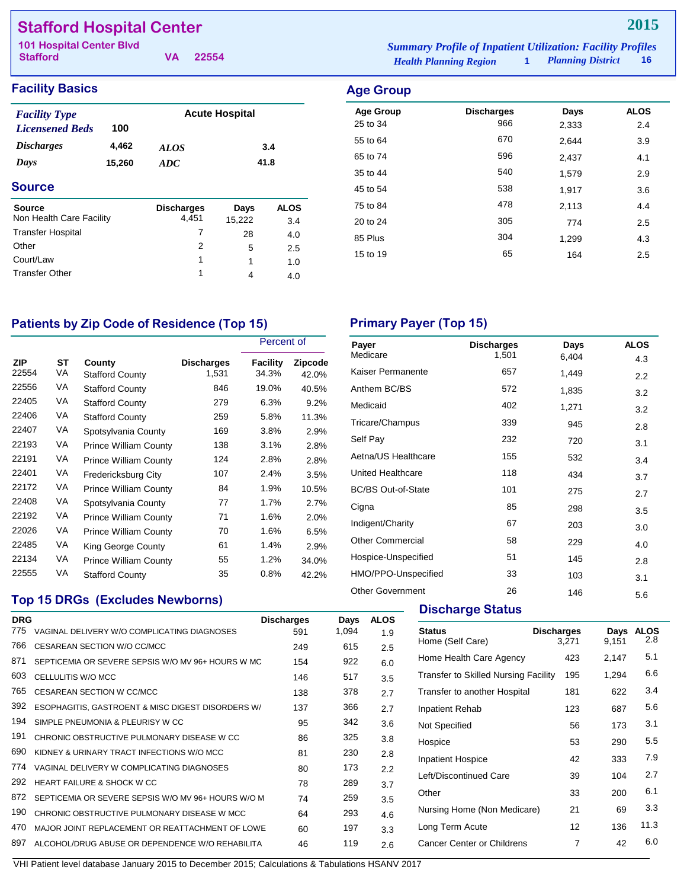# Stafford Hospital Center

**2015**

**101 Hospital Center Blvd**
**Stafford VA 22554**

*Summary Profile of Inpatient Utilization: Facility Profiles*
*Health Planning Region* 1 *Planning District* 16

## Facility Basics

| | | | |
|---|---|---|---|
| *Facility Type* | | Acute Hospital | |
| *Licensened Beds* | 100 | | |
| *Discharges* | 4,462 | *ALOS* | 3.4 |
| *Days* | 15,260 | *ADC* | 41.8 |

## Age Group

| Age Group | Discharges | Days | ALOS |
|---|---|---|---|
| 25 to 34 | 966 | 2,333 | 2.4 |
| 55 to 64 | 670 | 2,644 | 3.9 |
| 65 to 74 | 596 | 2,437 | 4.1 |
| 35 to 44 | 540 | 1,579 | 2.9 |
| 45 to 54 | 538 | 1,917 | 3.6 |
| 75 to 84 | 478 | 2,113 | 4.4 |
| 20 to 24 | 305 | 774 | 2.5 |
| 85 Plus | 304 | 1,299 | 4.3 |
| 15 to 19 | 65 | 164 | 2.5 |

## Source

| Source | Discharges | Days | ALOS |
|---|---|---|---|
| Non Health Care Facility | 4,451 | 15,222 | 3.4 |
| Transfer Hospital | 7 | 28 | 4.0 |
| Other | 2 | 5 | 2.5 |
| Court/Law | 1 | 1 | 1.0 |
| Transfer Other | 1 | 4 | 4.0 |

## Patients by Zip Code of Residence (Top 15)

| | | | | Percent of | |
|---|---|---|---|---|---|
| ZIP | ST | County | Discharges | Facility | Zipcode |
| 22554 | VA | Stafford County | 1,531 | 34.3% | 42.0% |
| 22556 | VA | Stafford County | 846 | 19.0% | 40.5% |
| 22405 | VA | Stafford County | 279 | 6.3% | 9.2% |
| 22406 | VA | Stafford County | 259 | 5.8% | 11.3% |
| 22407 | VA | Spotsylvania County | 169 | 3.8% | 2.9% |
| 22193 | VA | Prince William County | 138 | 3.1% | 2.8% |
| 22191 | VA | Prince William County | 124 | 2.8% | 2.8% |
| 22401 | VA | Fredericksburg City | 107 | 2.4% | 3.5% |
| 22172 | VA | Prince William County | 84 | 1.9% | 10.5% |
| 22408 | VA | Spotsylvania County | 77 | 1.7% | 2.7% |
| 22192 | VA | Prince William County | 71 | 1.6% | 2.0% |
| 22026 | VA | Prince William County | 70 | 1.6% | 6.5% |
| 22485 | VA | King George County | 61 | 1.4% | 2.9% |
| 22134 | VA | Prince William County | 55 | 1.2% | 34.0% |
| 22555 | VA | Stafford County | 35 | 0.8% | 42.2% |

## Primary Payer (Top 15)

| Payer | Discharges | Days | ALOS |
|---|---|---|---|
| Medicare | 1,501 | 6,404 | 4.3 |
| Kaiser Permanente | 657 | 1,449 | 2.2 |
| Anthem BC/BS | 572 | 1,835 | 3.2 |
| Medicaid | 402 | 1,271 | 3.2 |
| Tricare/Champus | 339 | 945 | 2.8 |
| Self Pay | 232 | 720 | 3.1 |
| Aetna/US Healthcare | 155 | 532 | 3.4 |
| United Healthcare | 118 | 434 | 3.7 |
| BC/BS Out-of-State | 101 | 275 | 2.7 |
| Cigna | 85 | 298 | 3.5 |
| Indigent/Charity | 67 | 203 | 3.0 |
| Other Commercial | 58 | 229 | 4.0 |
| Hospice-Unspecified | 51 | 145 | 2.8 |
| HMO/PPO-Unspecified | 33 | 103 | 3.1 |
| Other Government | 26 | 146 | 5.6 |

## Top 15 DRGs (Excludes Newborns)

| DRG | | Discharges | Days | ALOS |
|---|---|---|---|---|
| 775 | VAGINAL DELIVERY W/O COMPLICATING DIAGNOSES | 591 | 1,094 | 1.9 |
| 766 | CESAREAN SECTION W/O CC/MCC | 249 | 615 | 2.5 |
| 871 | SEPTICEMIA OR SEVERE SEPSIS W/O MV 96+ HOURS W MC | 154 | 922 | 6.0 |
| 603 | CELLULITIS W/O MCC | 146 | 517 | 3.5 |
| 765 | CESAREAN SECTION W CC/MCC | 138 | 378 | 2.7 |
| 392 | ESOPHAGITIS, GASTROENT & MISC DIGEST DISORDERS W/ | 137 | 366 | 2.7 |
| 194 | SIMPLE PNEUMONIA & PLEURISY W CC | 95 | 342 | 3.6 |
| 191 | CHRONIC OBSTRUCTIVE PULMONARY DISEASE W CC | 86 | 325 | 3.8 |
| 690 | KIDNEY & URINARY TRACT INFECTIONS W/O MCC | 81 | 230 | 2.8 |
| 774 | VAGINAL DELIVERY W COMPLICATING DIAGNOSES | 80 | 173 | 2.2 |
| 292 | HEART FAILURE & SHOCK W CC | 78 | 289 | 3.7 |
| 872 | SEPTICEMIA OR SEVERE SEPSIS W/O MV 96+ HOURS W/O M | 74 | 259 | 3.5 |
| 190 | CHRONIC OBSTRUCTIVE PULMONARY DISEASE W MCC | 64 | 293 | 4.6 |
| 470 | MAJOR JOINT REPLACEMENT OR REATTACHMENT OF LOWE | 60 | 197 | 3.3 |
| 897 | ALCOHOL/DRUG ABUSE OR DEPENDENCE W/O REHABILITA | 46 | 119 | 2.6 |

## Discharge Status

| Status | Discharges | Days | ALOS |
|---|---|---|---|
| Home (Self Care) | 3,271 | 9,151 | 2.8 |
| Home Health Care Agency | 423 | 2,147 | 5.1 |
| Transfer to Skilled Nursing Facility | 195 | 1,294 | 6.6 |
| Transfer to another Hospital | 181 | 622 | 3.4 |
| Inpatient Rehab | 123 | 687 | 5.6 |
| Not Specified | 56 | 173 | 3.1 |
| Hospice | 53 | 290 | 5.5 |
| Inpatient Hospice | 42 | 333 | 7.9 |
| Left/Discontinued Care | 39 | 104 | 2.7 |
| Other | 33 | 200 | 6.1 |
| Nursing Home (Non Medicare) | 21 | 69 | 3.3 |
| Long Term Acute | 12 | 136 | 11.3 |
| Cancer Center or Childrens | 7 | 42 | 6.0 |

VHI Patient level database January 2015 to December 2015; Calculations & Tabulations HSANV 2017